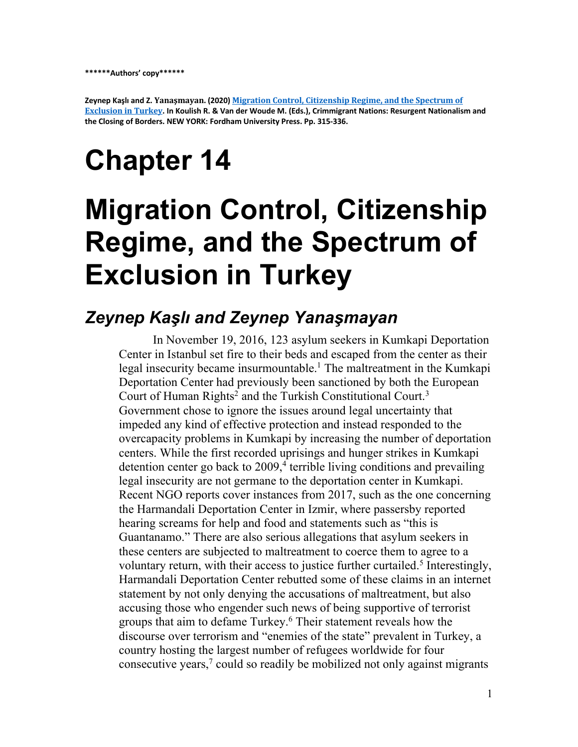**\*\*\*\*\*\*Authors' copy\*\*\*\*\*\***

**Zeynep Kaşlı and Z. Yanaşmayan. (2020) Migration Control, Citizenship Regime, and the Spectrum of Exclusion in Turkey. In Koulish R. & Van der Woude M. (Eds.), Crimmigrant Nations: Resurgent Nationalism and the Closing of Borders. NEW YORK: Fordham University Press. Pp. 315-336.**

# Chapter 14

# Migration Control, Citizenship Regime, and the Spectrum of Exclusion in Turkey

## *Zeynep Kaşlı and Zeynep Yanaşmayan*

In November 19, 2016, 123 asylum seekers in Kumkapi Deportation Center in Istanbul set fire to their beds and escaped from the center as their legal insecurity became insurmountable.[1] The maltreatment in the Kumkapi Deportation Center had previously been sanctioned by both the European Court of Human Rights[2] and the Turkish Constitutional Court.[3] Government chose to ignore the issues around legal uncertainty that impeded any kind of effective protection and instead responded to the overcapacity problems in Kumkapi by increasing the number of deportation centers. While the first recorded uprisings and hunger strikes in Kumkapi detention center go back to 2009,[4] terrible living conditions and prevailing legal insecurity are not germane to the deportation center in Kumkapi. Recent NGO reports cover instances from 2017, such as the one concerning the Harmandali Deportation Center in Izmir, where passersby reported hearing screams for help and food and statements such as "this is Guantanamo." There are also serious allegations that asylum seekers in these centers are subjected to maltreatment to coerce them to agree to a voluntary return, with their access to justice further curtailed.[5] Interestingly, Harmandali Deportation Center rebutted some of these claims in an internet statement by not only denying the accusations of maltreatment, but also accusing those who engender such news of being supportive of terrorist groups that aim to defame Turkey.[6] Their statement reveals how the discourse over terrorism and "enemies of the state" prevalent in Turkey, a country hosting the largest number of refugees worldwide for four consecutive years,[7] could so readily be mobilized not only against migrants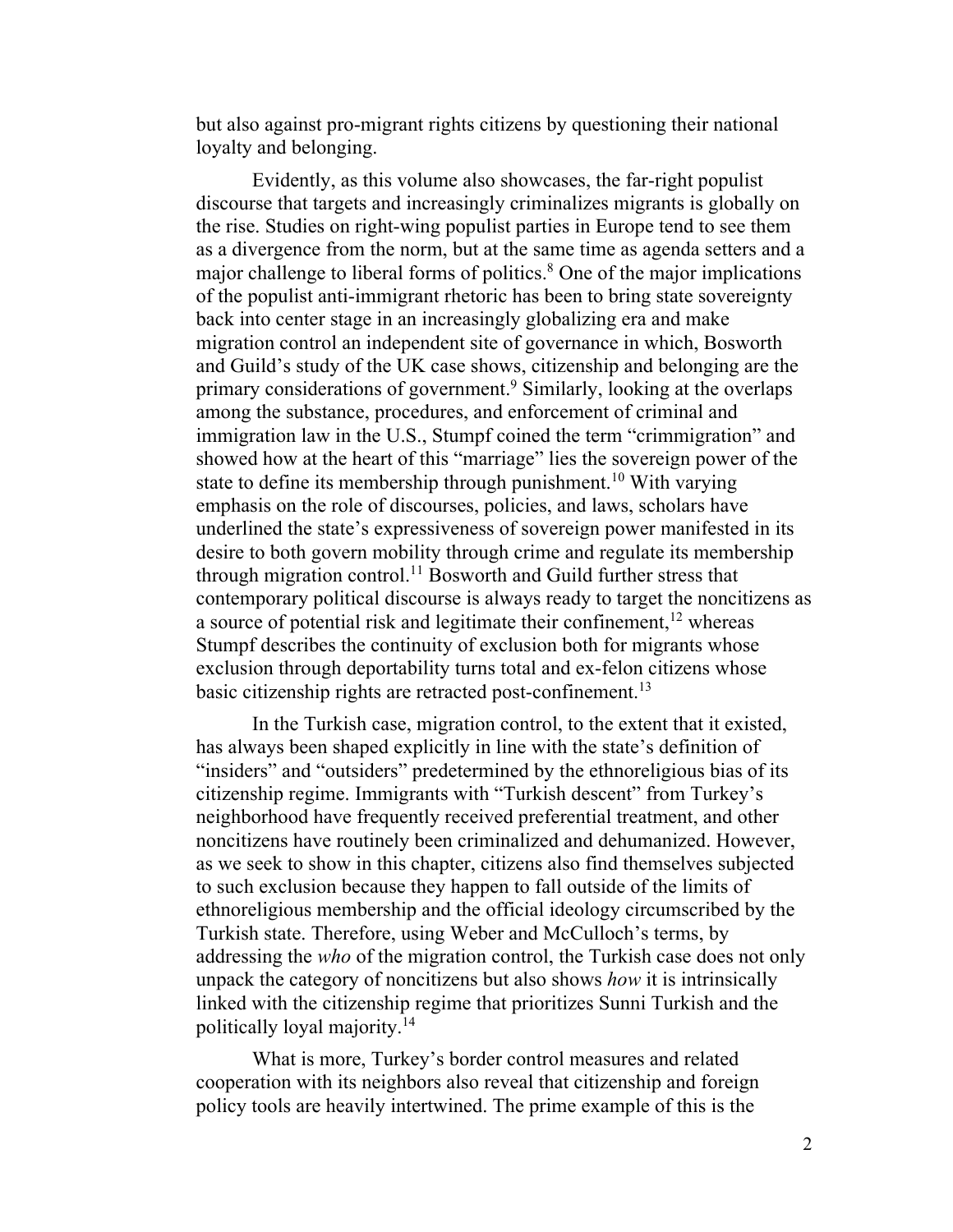but also against pro-migrant rights citizens by questioning their national loyalty and belonging.

Evidently, as this volume also showcases, the far-right populist discourse that targets and increasingly criminalizes migrants is globally on the rise. Studies on right-wing populist parties in Europe tend to see them as a divergence from the norm, but at the same time as agenda setters and a major challenge to liberal forms of politics.[8] One of the major implications of the populist anti-immigrant rhetoric has been to bring state sovereignty back into center stage in an increasingly globalizing era and make migration control an independent site of governance in which, Bosworth and Guild's study of the UK case shows, citizenship and belonging are the primary considerations of government.[9] Similarly, looking at the overlaps among the substance, procedures, and enforcement of criminal and immigration law in the U.S., Stumpf coined the term "crimmigration" and showed how at the heart of this "marriage" lies the sovereign power of the state to define its membership through punishment.[10] With varying emphasis on the role of discourses, policies, and laws, scholars have underlined the state's expressiveness of sovereign power manifested in its desire to both govern mobility through crime and regulate its membership through migration control.[11] Bosworth and Guild further stress that contemporary political discourse is always ready to target the noncitizens as a source of potential risk and legitimate their confinement,[12] whereas Stumpf describes the continuity of exclusion both for migrants whose exclusion through deportability turns total and ex-felon citizens whose basic citizenship rights are retracted post-confinement.[13]

In the Turkish case, migration control, to the extent that it existed, has always been shaped explicitly in line with the state's definition of "insiders" and "outsiders" predetermined by the ethnoreligious bias of its citizenship regime. Immigrants with "Turkish descent" from Turkey's neighborhood have frequently received preferential treatment, and other noncitizens have routinely been criminalized and dehumanized. However, as we seek to show in this chapter, citizens also find themselves subjected to such exclusion because they happen to fall outside of the limits of ethnoreligious membership and the official ideology circumscribed by the Turkish state. Therefore, using Weber and McCulloch's terms, by addressing the *who* of the migration control, the Turkish case does not only unpack the category of noncitizens but also shows *how* it is intrinsically linked with the citizenship regime that prioritizes Sunni Turkish and the politically loyal majority.[14]

What is more, Turkey's border control measures and related cooperation with its neighbors also reveal that citizenship and foreign policy tools are heavily intertwined. The prime example of this is the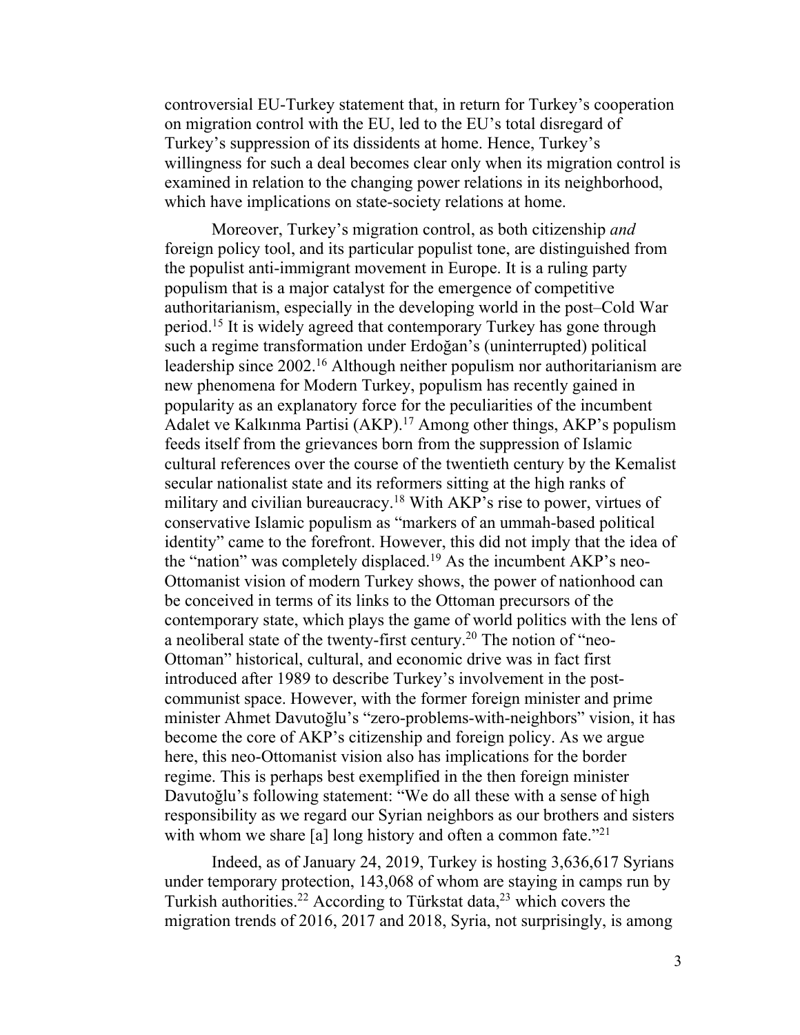controversial EU-Turkey statement that, in return for Turkey's cooperation on migration control with the EU, led to the EU's total disregard of Turkey's suppression of its dissidents at home. Hence, Turkey's willingness for such a deal becomes clear only when its migration control is examined in relation to the changing power relations in its neighborhood, which have implications on state-society relations at home.

Moreover, Turkey's migration control, as both citizenship *and* foreign policy tool, and its particular populist tone, are distinguished from the populist anti-immigrant movement in Europe. It is a ruling party populism that is a major catalyst for the emergence of competitive authoritarianism, especially in the developing world in the post–Cold War period.[15] It is widely agreed that contemporary Turkey has gone through such a regime transformation under Erdoğan's (uninterrupted) political leadership since 2002.[16] Although neither populism nor authoritarianism are new phenomena for Modern Turkey, populism has recently gained in popularity as an explanatory force for the peculiarities of the incumbent Adalet ve Kalkınma Partisi (AKP).[17] Among other things, AKP's populism feeds itself from the grievances born from the suppression of Islamic cultural references over the course of the twentieth century by the Kemalist secular nationalist state and its reformers sitting at the high ranks of military and civilian bureaucracy.[18] With AKP's rise to power, virtues of conservative Islamic populism as "markers of an ummah-based political identity" came to the forefront. However, this did not imply that the idea of the "nation" was completely displaced.[19] As the incumbent AKP's neo-Ottomanist vision of modern Turkey shows, the power of nationhood can be conceived in terms of its links to the Ottoman precursors of the contemporary state, which plays the game of world politics with the lens of a neoliberal state of the twenty-first century.[20] The notion of "neo-Ottoman" historical, cultural, and economic drive was in fact first introduced after 1989 to describe Turkey's involvement in the post-communist space. However, with the former foreign minister and prime minister Ahmet Davutoğlu's "zero-problems-with-neighbors" vision, it has become the core of AKP's citizenship and foreign policy. As we argue here, this neo-Ottomanist vision also has implications for the border regime. This is perhaps best exemplified in the then foreign minister Davutoğlu's following statement: "We do all these with a sense of high responsibility as we regard our Syrian neighbors as our brothers and sisters with whom we share [a] long history and often a common fate."[21]

Indeed, as of January 24, 2019, Turkey is hosting 3,636,617 Syrians under temporary protection, 143,068 of whom are staying in camps run by Turkish authorities.[22] According to Türkstat data,[23] which covers the migration trends of 2016, 2017 and 2018, Syria, not surprisingly, is among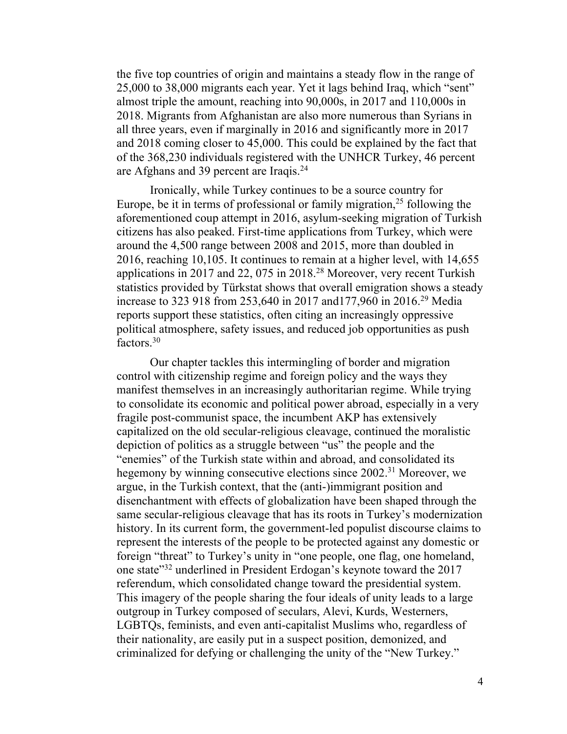the five top countries of origin and maintains a steady flow in the range of 25,000 to 38,000 migrants each year. Yet it lags behind Iraq, which "sent" almost triple the amount, reaching into 90,000s, in 2017 and 110,000s in 2018. Migrants from Afghanistan are also more numerous than Syrians in all three years, even if marginally in 2016 and significantly more in 2017 and 2018 coming closer to 45,000. This could be explained by the fact that of the 368,230 individuals registered with the UNHCR Turkey, 46 percent are Afghans and 39 percent are Iraqis.[24]

Ironically, while Turkey continues to be a source country for Europe, be it in terms of professional or family migration,[25] following the aforementioned coup attempt in 2016, asylum-seeking migration of Turkish citizens has also peaked. First-time applications from Turkey, which were around the 4,500 range between 2008 and 2015, more than doubled in 2016, reaching 10,105. It continues to remain at a higher level, with 14,655 applications in 2017 and 22, 075 in 2018.[28] Moreover, very recent Turkish statistics provided by Türkstat shows that overall emigration shows a steady increase to 323 918 from 253,640 in 2017 and177,960 in 2016.[29] Media reports support these statistics, often citing an increasingly oppressive political atmosphere, safety issues, and reduced job opportunities as push factors.[30]

Our chapter tackles this intermingling of border and migration control with citizenship regime and foreign policy and the ways they manifest themselves in an increasingly authoritarian regime. While trying to consolidate its economic and political power abroad, especially in a very fragile post-communist space, the incumbent AKP has extensively capitalized on the old secular-religious cleavage, continued the moralistic depiction of politics as a struggle between "us" the people and the "enemies" of the Turkish state within and abroad, and consolidated its hegemony by winning consecutive elections since 2002.[31] Moreover, we argue, in the Turkish context, that the (anti-)immigrant position and disenchantment with effects of globalization have been shaped through the same secular-religious cleavage that has its roots in Turkey's modernization history. In its current form, the government-led populist discourse claims to represent the interests of the people to be protected against any domestic or foreign "threat" to Turkey's unity in "one people, one flag, one homeland, one state"[32] underlined in President Erdogan's keynote toward the 2017 referendum, which consolidated change toward the presidential system. This imagery of the people sharing the four ideals of unity leads to a large outgroup in Turkey composed of seculars, Alevi, Kurds, Westerners, LGBTQs, feminists, and even anti-capitalist Muslims who, regardless of their nationality, are easily put in a suspect position, demonized, and criminalized for defying or challenging the unity of the "New Turkey."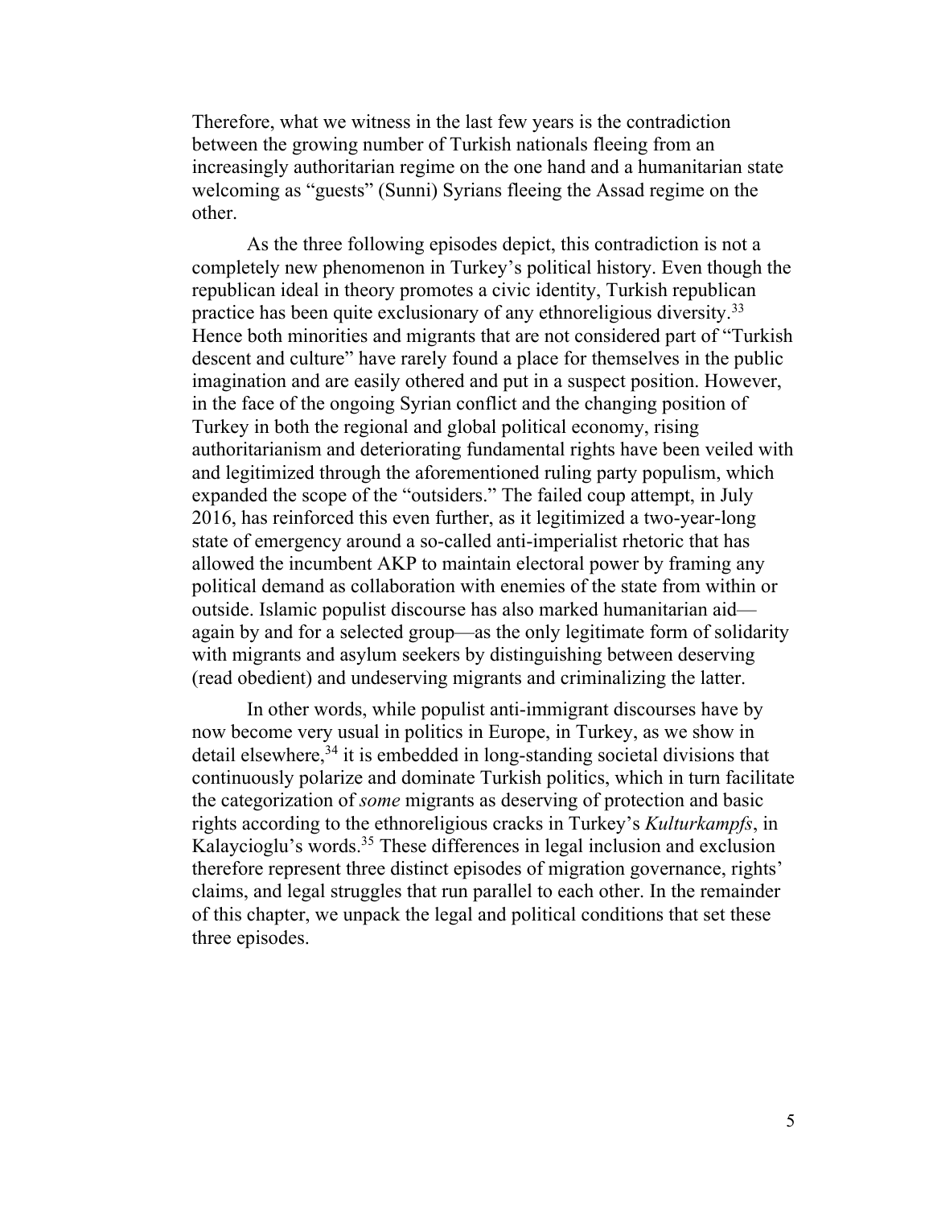Therefore, what we witness in the last few years is the contradiction between the growing number of Turkish nationals fleeing from an increasingly authoritarian regime on the one hand and a humanitarian state welcoming as "guests" (Sunni) Syrians fleeing the Assad regime on the other.

As the three following episodes depict, this contradiction is not a completely new phenomenon in Turkey's political history. Even though the republican ideal in theory promotes a civic identity, Turkish republican practice has been quite exclusionary of any ethnoreligious diversity.[33] Hence both minorities and migrants that are not considered part of "Turkish descent and culture" have rarely found a place for themselves in the public imagination and are easily othered and put in a suspect position. However, in the face of the ongoing Syrian conflict and the changing position of Turkey in both the regional and global political economy, rising authoritarianism and deteriorating fundamental rights have been veiled with and legitimized through the aforementioned ruling party populism, which expanded the scope of the "outsiders." The failed coup attempt, in July 2016, has reinforced this even further, as it legitimized a two-year-long state of emergency around a so-called anti-imperialist rhetoric that has allowed the incumbent AKP to maintain electoral power by framing any political demand as collaboration with enemies of the state from within or outside. Islamic populist discourse has also marked humanitarian aid—again by and for a selected group—as the only legitimate form of solidarity with migrants and asylum seekers by distinguishing between deserving (read obedient) and undeserving migrants and criminalizing the latter.

In other words, while populist anti-immigrant discourses have by now become very usual in politics in Europe, in Turkey, as we show in detail elsewhere,[34] it is embedded in long-standing societal divisions that continuously polarize and dominate Turkish politics, which in turn facilitate the categorization of *some* migrants as deserving of protection and basic rights according to the ethnoreligious cracks in Turkey's *Kulturkampfs*, in Kalaycioglu's words.[35] These differences in legal inclusion and exclusion therefore represent three distinct episodes of migration governance, rights' claims, and legal struggles that run parallel to each other. In the remainder of this chapter, we unpack the legal and political conditions that set these three episodes.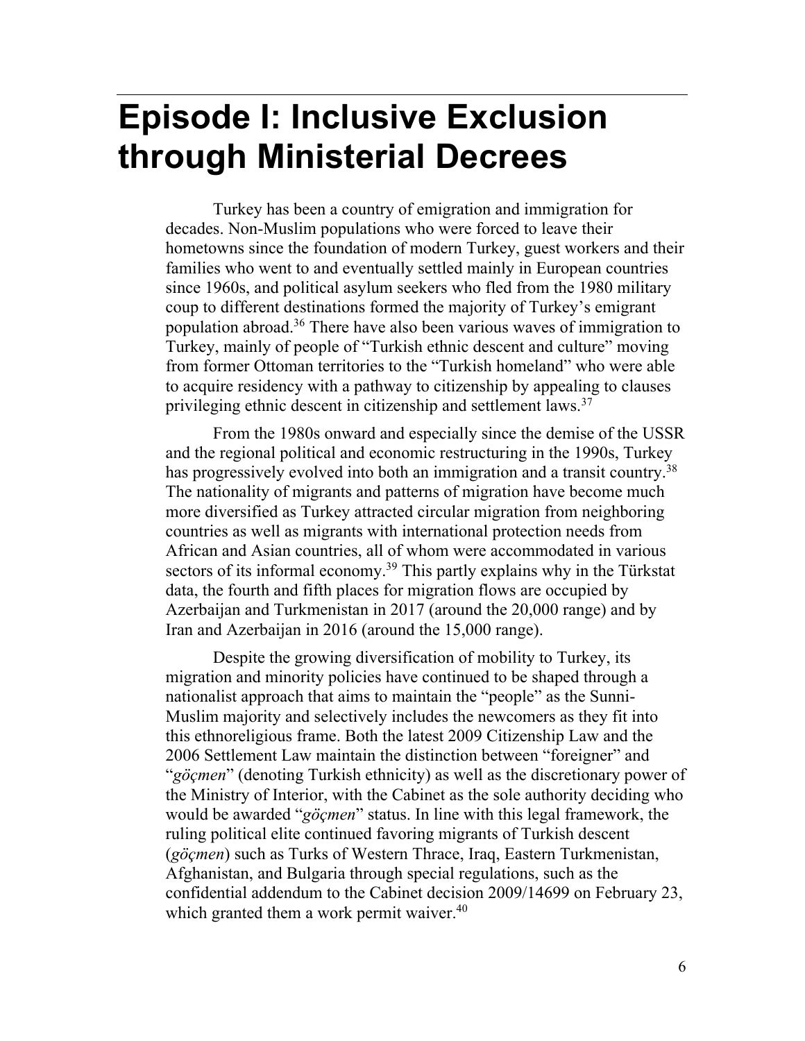# Episode I: Inclusive Exclusion through Ministerial Decrees

Turkey has been a country of emigration and immigration for decades. Non-Muslim populations who were forced to leave their hometowns since the foundation of modern Turkey, guest workers and their families who went to and eventually settled mainly in European countries since 1960s, and political asylum seekers who fled from the 1980 military coup to different destinations formed the majority of Turkey's emigrant population abroad.[36] There have also been various waves of immigration to Turkey, mainly of people of "Turkish ethnic descent and culture" moving from former Ottoman territories to the "Turkish homeland" who were able to acquire residency with a pathway to citizenship by appealing to clauses privileging ethnic descent in citizenship and settlement laws.[37]

From the 1980s onward and especially since the demise of the USSR and the regional political and economic restructuring in the 1990s, Turkey has progressively evolved into both an immigration and a transit country.[38] The nationality of migrants and patterns of migration have become much more diversified as Turkey attracted circular migration from neighboring countries as well as migrants with international protection needs from African and Asian countries, all of whom were accommodated in various sectors of its informal economy.[39] This partly explains why in the Türkstat data, the fourth and fifth places for migration flows are occupied by Azerbaijan and Turkmenistan in 2017 (around the 20,000 range) and by Iran and Azerbaijan in 2016 (around the 15,000 range).

Despite the growing diversification of mobility to Turkey, its migration and minority policies have continued to be shaped through a nationalist approach that aims to maintain the "people" as the Sunni-Muslim majority and selectively includes the newcomers as they fit into this ethnoreligious frame. Both the latest 2009 Citizenship Law and the 2006 Settlement Law maintain the distinction between "foreigner" and "*göçmen*" (denoting Turkish ethnicity) as well as the discretionary power of the Ministry of Interior, with the Cabinet as the sole authority deciding who would be awarded "*göçmen*" status. In line with this legal framework, the ruling political elite continued favoring migrants of Turkish descent (*göçmen*) such as Turks of Western Thrace, Iraq, Eastern Turkmenistan, Afghanistan, and Bulgaria through special regulations, such as the confidential addendum to the Cabinet decision 2009/14699 on February 23, which granted them a work permit waiver.[40]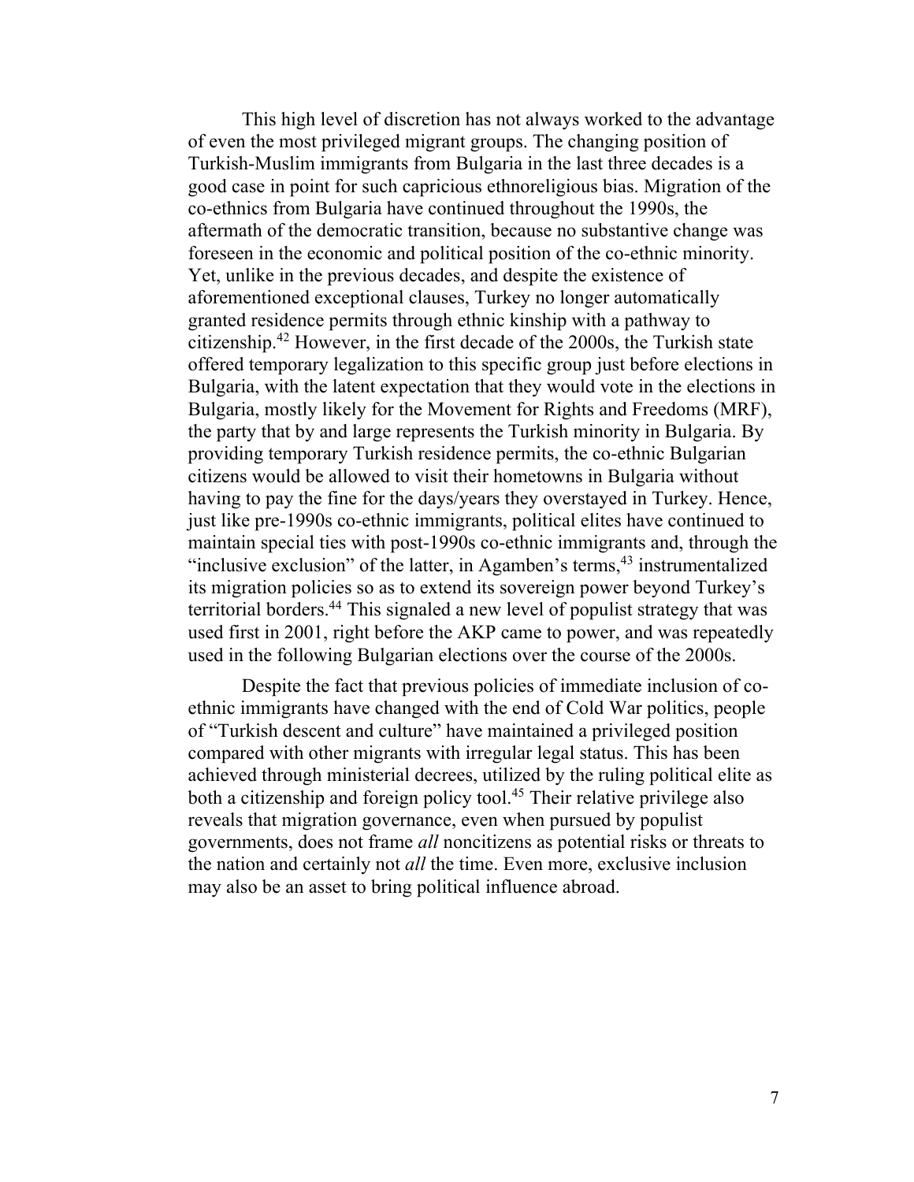This high level of discretion has not always worked to the advantage of even the most privileged migrant groups. The changing position of Turkish-Muslim immigrants from Bulgaria in the last three decades is a good case in point for such capricious ethnoreligious bias. Migration of the co-ethnics from Bulgaria have continued throughout the 1990s, the aftermath of the democratic transition, because no substantive change was foreseen in the economic and political position of the co-ethnic minority. Yet, unlike in the previous decades, and despite the existence of aforementioned exceptional clauses, Turkey no longer automatically granted residence permits through ethnic kinship with a pathway to citizenship.[42] However, in the first decade of the 2000s, the Turkish state offered temporary legalization to this specific group just before elections in Bulgaria, with the latent expectation that they would vote in the elections in Bulgaria, mostly likely for the Movement for Rights and Freedoms (MRF), the party that by and large represents the Turkish minority in Bulgaria. By providing temporary Turkish residence permits, the co-ethnic Bulgarian citizens would be allowed to visit their hometowns in Bulgaria without having to pay the fine for the days/years they overstayed in Turkey. Hence, just like pre-1990s co-ethnic immigrants, political elites have continued to maintain special ties with post-1990s co-ethnic immigrants and, through the "inclusive exclusion" of the latter, in Agamben's terms,[43] instrumentalized its migration policies so as to extend its sovereign power beyond Turkey's territorial borders.[44] This signaled a new level of populist strategy that was used first in 2001, right before the AKP came to power, and was repeatedly used in the following Bulgarian elections over the course of the 2000s.

Despite the fact that previous policies of immediate inclusion of co-ethnic immigrants have changed with the end of Cold War politics, people of "Turkish descent and culture" have maintained a privileged position compared with other migrants with irregular legal status. This has been achieved through ministerial decrees, utilized by the ruling political elite as both a citizenship and foreign policy tool.[45] Their relative privilege also reveals that migration governance, even when pursued by populist governments, does not frame *all* noncitizens as potential risks or threats to the nation and certainly not *all* the time. Even more, exclusive inclusion may also be an asset to bring political influence abroad.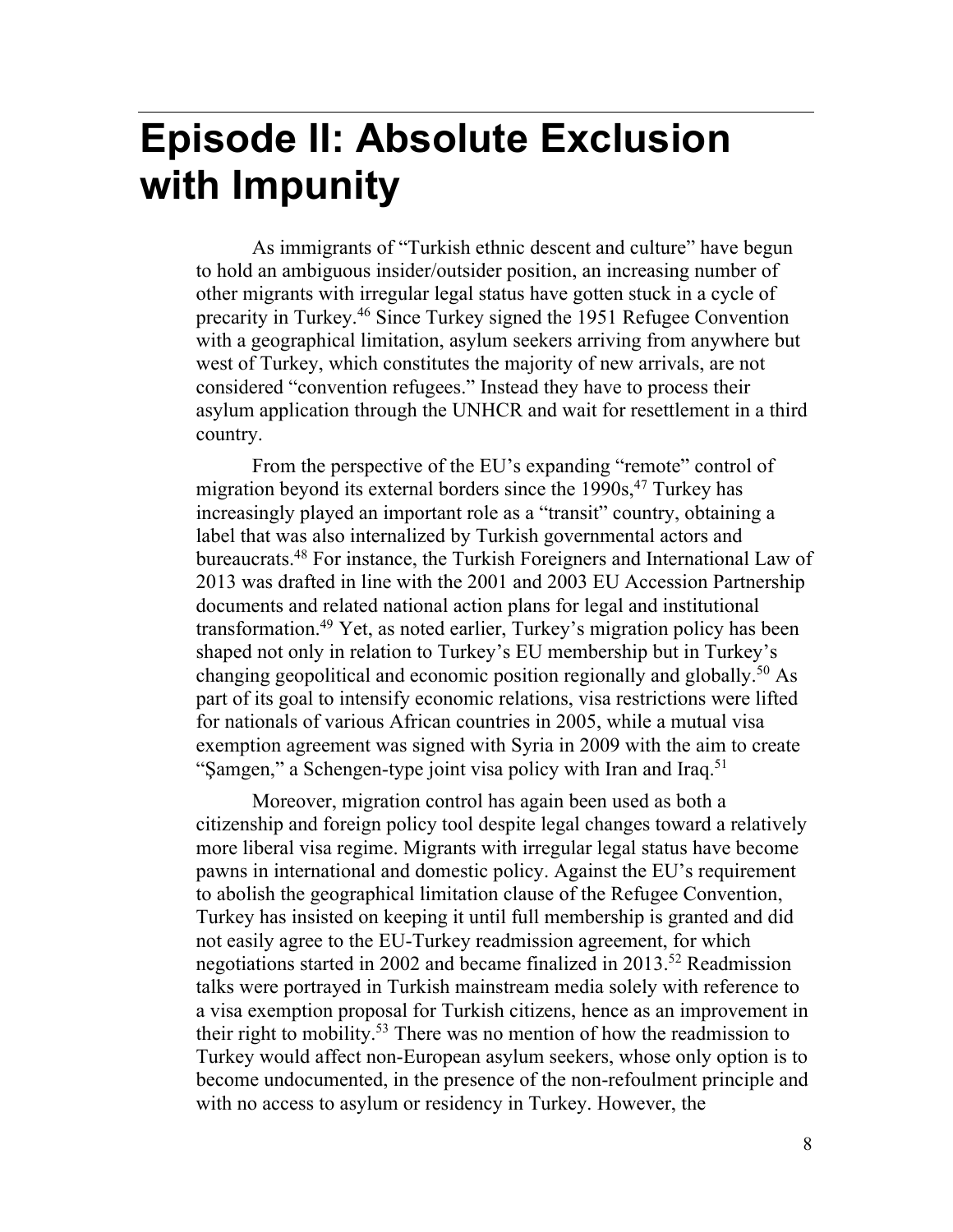# Episode II: Absolute Exclusion with Impunity

As immigrants of "Turkish ethnic descent and culture" have begun to hold an ambiguous insider/outsider position, an increasing number of other migrants with irregular legal status have gotten stuck in a cycle of precarity in Turkey.[46] Since Turkey signed the 1951 Refugee Convention with a geographical limitation, asylum seekers arriving from anywhere but west of Turkey, which constitutes the majority of new arrivals, are not considered "convention refugees." Instead they have to process their asylum application through the UNHCR and wait for resettlement in a third country.

From the perspective of the EU's expanding "remote" control of migration beyond its external borders since the 1990s,[47] Turkey has increasingly played an important role as a "transit" country, obtaining a label that was also internalized by Turkish governmental actors and bureaucrats.[48] For instance, the Turkish Foreigners and International Law of 2013 was drafted in line with the 2001 and 2003 EU Accession Partnership documents and related national action plans for legal and institutional transformation.[49] Yet, as noted earlier, Turkey's migration policy has been shaped not only in relation to Turkey's EU membership but in Turkey's changing geopolitical and economic position regionally and globally.[50] As part of its goal to intensify economic relations, visa restrictions were lifted for nationals of various African countries in 2005, while a mutual visa exemption agreement was signed with Syria in 2009 with the aim to create "Şamgen," a Schengen-type joint visa policy with Iran and Iraq.[51]

Moreover, migration control has again been used as both a citizenship and foreign policy tool despite legal changes toward a relatively more liberal visa regime. Migrants with irregular legal status have become pawns in international and domestic policy. Against the EU's requirement to abolish the geographical limitation clause of the Refugee Convention, Turkey has insisted on keeping it until full membership is granted and did not easily agree to the EU-Turkey readmission agreement, for which negotiations started in 2002 and became finalized in 2013.[52] Readmission talks were portrayed in Turkish mainstream media solely with reference to a visa exemption proposal for Turkish citizens, hence as an improvement in their right to mobility.[53] There was no mention of how the readmission to Turkey would affect non-European asylum seekers, whose only option is to become undocumented, in the presence of the non-refoulment principle and with no access to asylum or residency in Turkey. However, the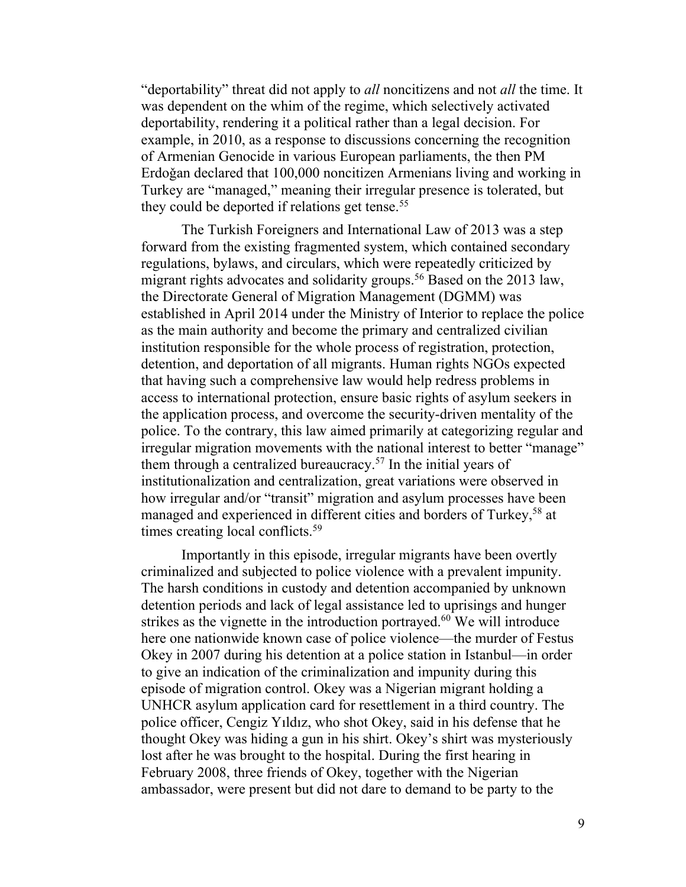"deportability" threat did not apply to *all* noncitizens and not *all* the time. It was dependent on the whim of the regime, which selectively activated deportability, rendering it a political rather than a legal decision. For example, in 2010, as a response to discussions concerning the recognition of Armenian Genocide in various European parliaments, the then PM Erdoğan declared that 100,000 noncitizen Armenians living and working in Turkey are "managed," meaning their irregular presence is tolerated, but they could be deported if relations get tense.[55]

The Turkish Foreigners and International Law of 2013 was a step forward from the existing fragmented system, which contained secondary regulations, bylaws, and circulars, which were repeatedly criticized by migrant rights advocates and solidarity groups.[56] Based on the 2013 law, the Directorate General of Migration Management (DGMM) was established in April 2014 under the Ministry of Interior to replace the police as the main authority and become the primary and centralized civilian institution responsible for the whole process of registration, protection, detention, and deportation of all migrants. Human rights NGOs expected that having such a comprehensive law would help redress problems in access to international protection, ensure basic rights of asylum seekers in the application process, and overcome the security-driven mentality of the police. To the contrary, this law aimed primarily at categorizing regular and irregular migration movements with the national interest to better "manage" them through a centralized bureaucracy.[57] In the initial years of institutionalization and centralization, great variations were observed in how irregular and/or "transit" migration and asylum processes have been managed and experienced in different cities and borders of Turkey,[58] at times creating local conflicts.[59]

Importantly in this episode, irregular migrants have been overtly criminalized and subjected to police violence with a prevalent impunity. The harsh conditions in custody and detention accompanied by unknown detention periods and lack of legal assistance led to uprisings and hunger strikes as the vignette in the introduction portrayed.[60] We will introduce here one nationwide known case of police violence—the murder of Festus Okey in 2007 during his detention at a police station in Istanbul—in order to give an indication of the criminalization and impunity during this episode of migration control. Okey was a Nigerian migrant holding a UNHCR asylum application card for resettlement in a third country. The police officer, Cengiz Yıldız, who shot Okey, said in his defense that he thought Okey was hiding a gun in his shirt. Okey's shirt was mysteriously lost after he was brought to the hospital. During the first hearing in February 2008, three friends of Okey, together with the Nigerian ambassador, were present but did not dare to demand to be party to the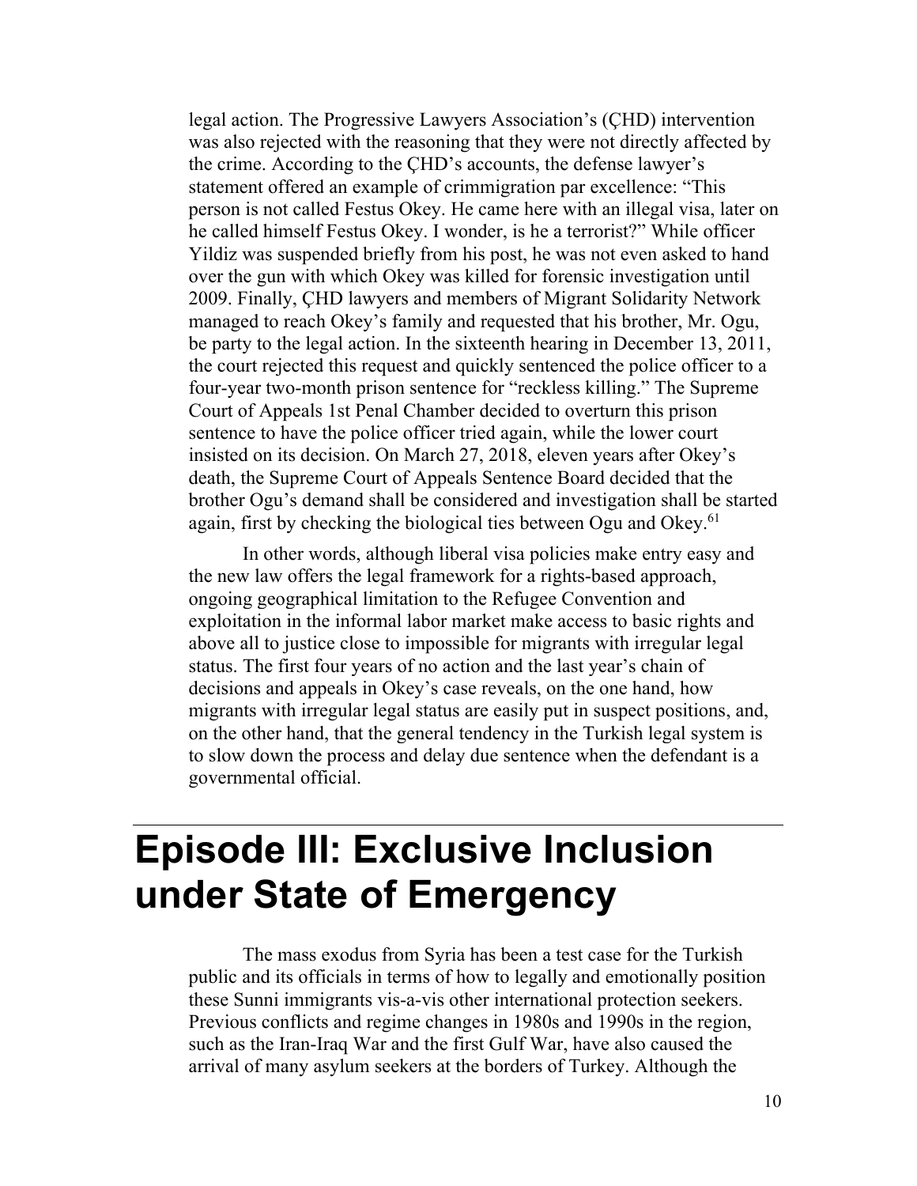legal action. The Progressive Lawyers Association's (ÇHD) intervention was also rejected with the reasoning that they were not directly affected by the crime. According to the ÇHD's accounts, the defense lawyer's statement offered an example of crimmigration par excellence: "This person is not called Festus Okey. He came here with an illegal visa, later on he called himself Festus Okey. I wonder, is he a terrorist?" While officer Yildiz was suspended briefly from his post, he was not even asked to hand over the gun with which Okey was killed for forensic investigation until 2009. Finally, ÇHD lawyers and members of Migrant Solidarity Network managed to reach Okey's family and requested that his brother, Mr. Ogu, be party to the legal action. In the sixteenth hearing in December 13, 2011, the court rejected this request and quickly sentenced the police officer to a four-year two-month prison sentence for "reckless killing." The Supreme Court of Appeals 1st Penal Chamber decided to overturn this prison sentence to have the police officer tried again, while the lower court insisted on its decision. On March 27, 2018, eleven years after Okey's death, the Supreme Court of Appeals Sentence Board decided that the brother Ogu's demand shall be considered and investigation shall be started again, first by checking the biological ties between Ogu and Okey.[61]

In other words, although liberal visa policies make entry easy and the new law offers the legal framework for a rights-based approach, ongoing geographical limitation to the Refugee Convention and exploitation in the informal labor market make access to basic rights and above all to justice close to impossible for migrants with irregular legal status. The first four years of no action and the last year's chain of decisions and appeals in Okey's case reveals, on the one hand, how migrants with irregular legal status are easily put in suspect positions, and, on the other hand, that the general tendency in the Turkish legal system is to slow down the process and delay due sentence when the defendant is a governmental official.

# Episode III: Exclusive Inclusion under State of Emergency

The mass exodus from Syria has been a test case for the Turkish public and its officials in terms of how to legally and emotionally position these Sunni immigrants vis-a-vis other international protection seekers. Previous conflicts and regime changes in 1980s and 1990s in the region, such as the Iran-Iraq War and the first Gulf War, have also caused the arrival of many asylum seekers at the borders of Turkey. Although the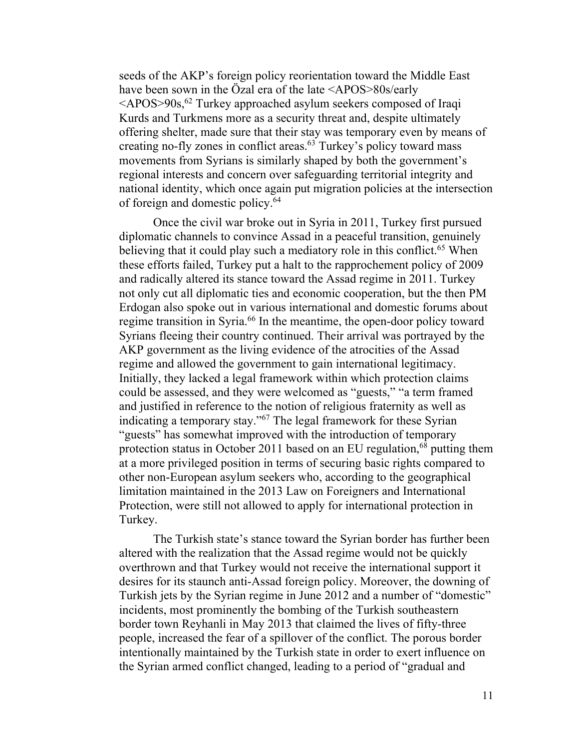seeds of the AKP's foreign policy reorientation toward the Middle East have been sown in the Özal era of the late <APOS>80s/early <APOS>90s,[62] Turkey approached asylum seekers composed of Iraqi Kurds and Turkmens more as a security threat and, despite ultimately offering shelter, made sure that their stay was temporary even by means of creating no-fly zones in conflict areas.[63] Turkey's policy toward mass movements from Syrians is similarly shaped by both the government's regional interests and concern over safeguarding territorial integrity and national identity, which once again put migration policies at the intersection of foreign and domestic policy.[64]

Once the civil war broke out in Syria in 2011, Turkey first pursued diplomatic channels to convince Assad in a peaceful transition, genuinely believing that it could play such a mediatory role in this conflict.[65] When these efforts failed, Turkey put a halt to the rapprochement policy of 2009 and radically altered its stance toward the Assad regime in 2011. Turkey not only cut all diplomatic ties and economic cooperation, but the then PM Erdogan also spoke out in various international and domestic forums about regime transition in Syria.[66] In the meantime, the open-door policy toward Syrians fleeing their country continued. Their arrival was portrayed by the AKP government as the living evidence of the atrocities of the Assad regime and allowed the government to gain international legitimacy. Initially, they lacked a legal framework within which protection claims could be assessed, and they were welcomed as "guests," "a term framed and justified in reference to the notion of religious fraternity as well as indicating a temporary stay."[67] The legal framework for these Syrian "guests" has somewhat improved with the introduction of temporary protection status in October 2011 based on an EU regulation,[68] putting them at a more privileged position in terms of securing basic rights compared to other non-European asylum seekers who, according to the geographical limitation maintained in the 2013 Law on Foreigners and International Protection, were still not allowed to apply for international protection in Turkey.

The Turkish state's stance toward the Syrian border has further been altered with the realization that the Assad regime would not be quickly overthrown and that Turkey would not receive the international support it desires for its staunch anti-Assad foreign policy. Moreover, the downing of Turkish jets by the Syrian regime in June 2012 and a number of "domestic" incidents, most prominently the bombing of the Turkish southeastern border town Reyhanli in May 2013 that claimed the lives of fifty-three people, increased the fear of a spillover of the conflict. The porous border intentionally maintained by the Turkish state in order to exert influence on the Syrian armed conflict changed, leading to a period of "gradual and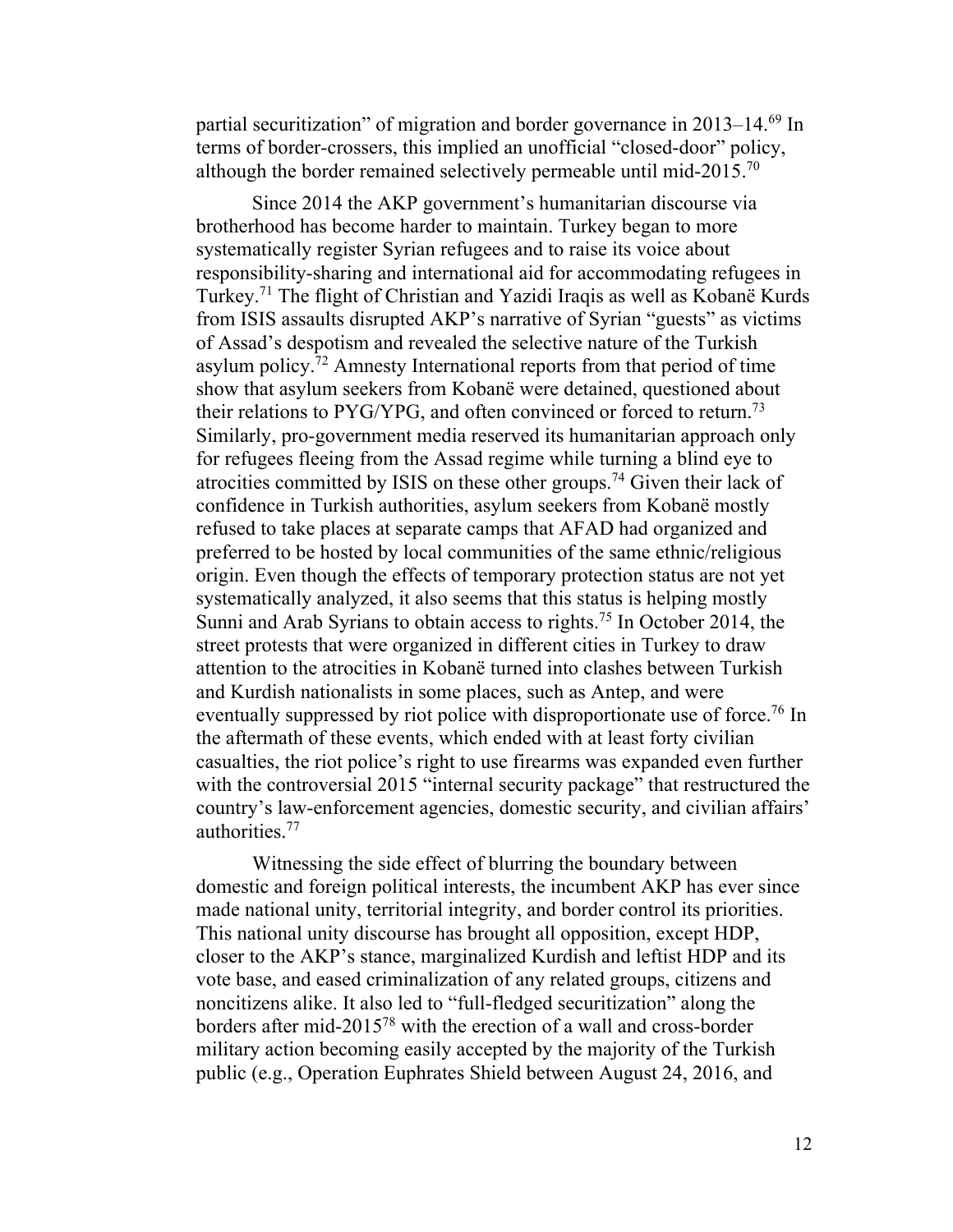partial securitization" of migration and border governance in 2013–14.[69] In terms of border-crossers, this implied an unofficial "closed-door" policy, although the border remained selectively permeable until mid-2015.[70]

Since 2014 the AKP government's humanitarian discourse via brotherhood has become harder to maintain. Turkey began to more systematically register Syrian refugees and to raise its voice about responsibility-sharing and international aid for accommodating refugees in Turkey.[71] The flight of Christian and Yazidi Iraqis as well as Kobanë Kurds from ISIS assaults disrupted AKP's narrative of Syrian "guests" as victims of Assad's despotism and revealed the selective nature of the Turkish asylum policy.[72] Amnesty International reports from that period of time show that asylum seekers from Kobanë were detained, questioned about their relations to PYG/YPG, and often convinced or forced to return.[73] Similarly, pro-government media reserved its humanitarian approach only for refugees fleeing from the Assad regime while turning a blind eye to atrocities committed by ISIS on these other groups.[74] Given their lack of confidence in Turkish authorities, asylum seekers from Kobanë mostly refused to take places at separate camps that AFAD had organized and preferred to be hosted by local communities of the same ethnic/religious origin. Even though the effects of temporary protection status are not yet systematically analyzed, it also seems that this status is helping mostly Sunni and Arab Syrians to obtain access to rights.[75] In October 2014, the street protests that were organized in different cities in Turkey to draw attention to the atrocities in Kobanë turned into clashes between Turkish and Kurdish nationalists in some places, such as Antep, and were eventually suppressed by riot police with disproportionate use of force.[76] In the aftermath of these events, which ended with at least forty civilian casualties, the riot police's right to use firearms was expanded even further with the controversial 2015 "internal security package" that restructured the country's law-enforcement agencies, domestic security, and civilian affairs' authorities.[77]

Witnessing the side effect of blurring the boundary between domestic and foreign political interests, the incumbent AKP has ever since made national unity, territorial integrity, and border control its priorities. This national unity discourse has brought all opposition, except HDP, closer to the AKP's stance, marginalized Kurdish and leftist HDP and its vote base, and eased criminalization of any related groups, citizens and noncitizens alike. It also led to "full-fledged securitization" along the borders after mid-2015[78] with the erection of a wall and cross-border military action becoming easily accepted by the majority of the Turkish public (e.g., Operation Euphrates Shield between August 24, 2016, and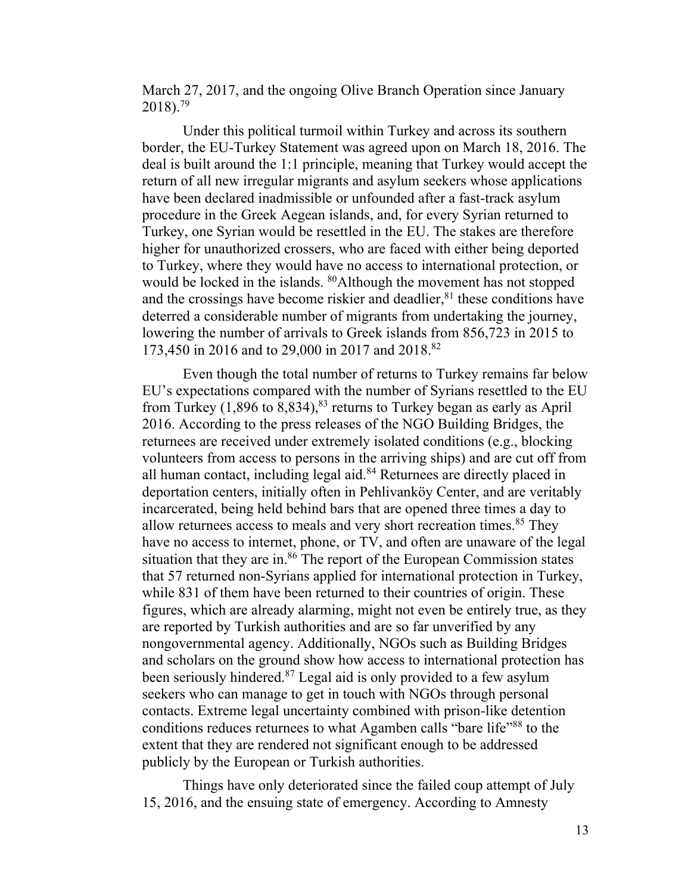March 27, 2017, and the ongoing Olive Branch Operation since January 2018).[79]

Under this political turmoil within Turkey and across its southern border, the EU-Turkey Statement was agreed upon on March 18, 2016. The deal is built around the 1:1 principle, meaning that Turkey would accept the return of all new irregular migrants and asylum seekers whose applications have been declared inadmissible or unfounded after a fast-track asylum procedure in the Greek Aegean islands, and, for every Syrian returned to Turkey, one Syrian would be resettled in the EU. The stakes are therefore higher for unauthorized crossers, who are faced with either being deported to Turkey, where they would have no access to international protection, or would be locked in the islands. [80]Although the movement has not stopped and the crossings have become riskier and deadlier,[81] these conditions have deterred a considerable number of migrants from undertaking the journey, lowering the number of arrivals to Greek islands from 856,723 in 2015 to 173,450 in 2016 and to 29,000 in 2017 and 2018.[82]

Even though the total number of returns to Turkey remains far below EU's expectations compared with the number of Syrians resettled to the EU from Turkey (1,896 to 8,834),[83] returns to Turkey began as early as April 2016. According to the press releases of the NGO Building Bridges, the returnees are received under extremely isolated conditions (e.g., blocking volunteers from access to persons in the arriving ships) and are cut off from all human contact, including legal aid.[84] Returnees are directly placed in deportation centers, initially often in Pehlivanköy Center, and are veritably incarcerated, being held behind bars that are opened three times a day to allow returnees access to meals and very short recreation times.[85] They have no access to internet, phone, or TV, and often are unaware of the legal situation that they are in.[86] The report of the European Commission states that 57 returned non-Syrians applied for international protection in Turkey, while 831 of them have been returned to their countries of origin. These figures, which are already alarming, might not even be entirely true, as they are reported by Turkish authorities and are so far unverified by any nongovernmental agency. Additionally, NGOs such as Building Bridges and scholars on the ground show how access to international protection has been seriously hindered.[87] Legal aid is only provided to a few asylum seekers who can manage to get in touch with NGOs through personal contacts. Extreme legal uncertainty combined with prison-like detention conditions reduces returnees to what Agamben calls "bare life"[88] to the extent that they are rendered not significant enough to be addressed publicly by the European or Turkish authorities.

Things have only deteriorated since the failed coup attempt of July 15, 2016, and the ensuing state of emergency. According to Amnesty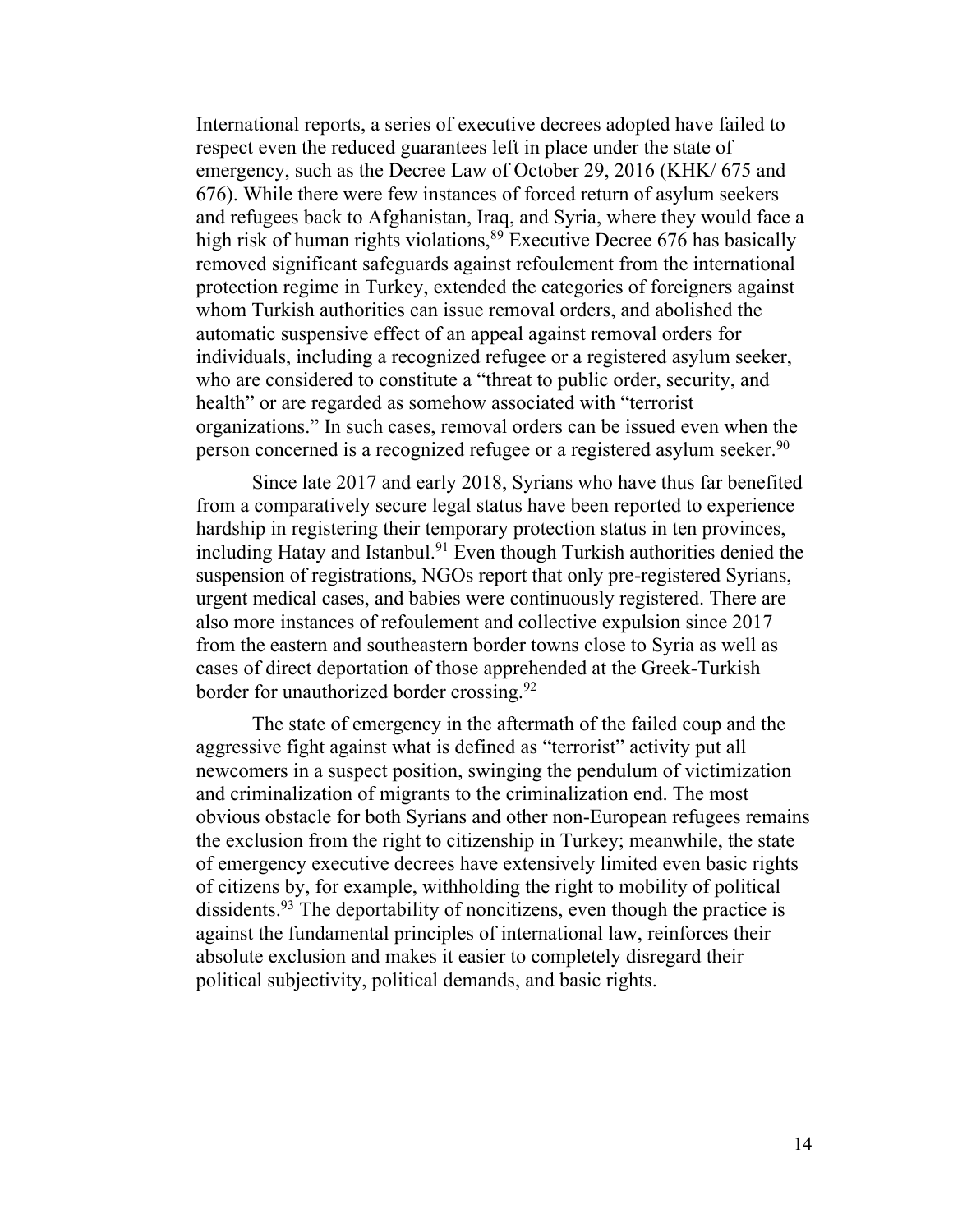International reports, a series of executive decrees adopted have failed to respect even the reduced guarantees left in place under the state of emergency, such as the Decree Law of October 29, 2016 (KHK/ 675 and 676). While there were few instances of forced return of asylum seekers and refugees back to Afghanistan, Iraq, and Syria, where they would face a high risk of human rights violations,[89] Executive Decree 676 has basically removed significant safeguards against refoulement from the international protection regime in Turkey, extended the categories of foreigners against whom Turkish authorities can issue removal orders, and abolished the automatic suspensive effect of an appeal against removal orders for individuals, including a recognized refugee or a registered asylum seeker, who are considered to constitute a "threat to public order, security, and health" or are regarded as somehow associated with "terrorist organizations." In such cases, removal orders can be issued even when the person concerned is a recognized refugee or a registered asylum seeker.[90]

Since late 2017 and early 2018, Syrians who have thus far benefited from a comparatively secure legal status have been reported to experience hardship in registering their temporary protection status in ten provinces, including Hatay and Istanbul.[91] Even though Turkish authorities denied the suspension of registrations, NGOs report that only pre-registered Syrians, urgent medical cases, and babies were continuously registered. There are also more instances of refoulement and collective expulsion since 2017 from the eastern and southeastern border towns close to Syria as well as cases of direct deportation of those apprehended at the Greek-Turkish border for unauthorized border crossing.[92]

The state of emergency in the aftermath of the failed coup and the aggressive fight against what is defined as "terrorist" activity put all newcomers in a suspect position, swinging the pendulum of victimization and criminalization of migrants to the criminalization end. The most obvious obstacle for both Syrians and other non-European refugees remains the exclusion from the right to citizenship in Turkey; meanwhile, the state of emergency executive decrees have extensively limited even basic rights of citizens by, for example, withholding the right to mobility of political dissidents.[93] The deportability of noncitizens, even though the practice is against the fundamental principles of international law, reinforces their absolute exclusion and makes it easier to completely disregard their political subjectivity, political demands, and basic rights.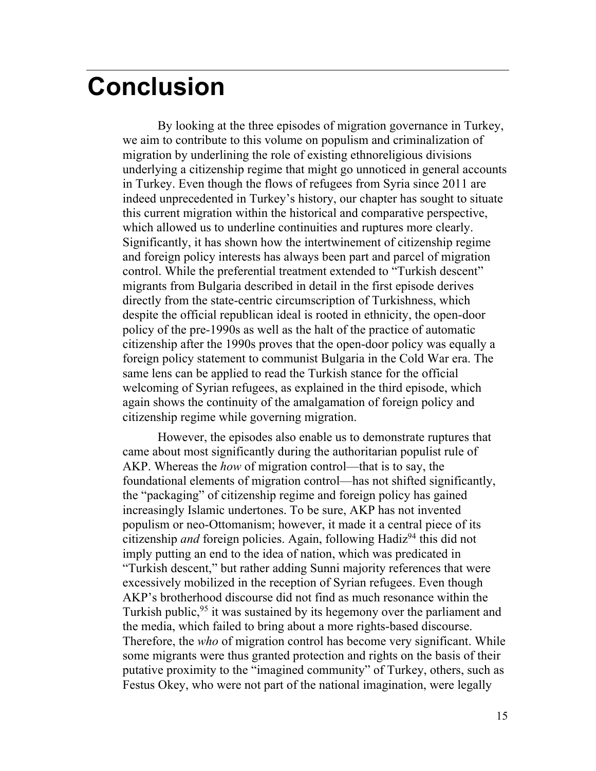# Conclusion

By looking at the three episodes of migration governance in Turkey, we aim to contribute to this volume on populism and criminalization of migration by underlining the role of existing ethnoreligious divisions underlying a citizenship regime that might go unnoticed in general accounts in Turkey. Even though the flows of refugees from Syria since 2011 are indeed unprecedented in Turkey's history, our chapter has sought to situate this current migration within the historical and comparative perspective, which allowed us to underline continuities and ruptures more clearly. Significantly, it has shown how the intertwinement of citizenship regime and foreign policy interests has always been part and parcel of migration control. While the preferential treatment extended to "Turkish descent" migrants from Bulgaria described in detail in the first episode derives directly from the state-centric circumscription of Turkishness, which despite the official republican ideal is rooted in ethnicity, the open-door policy of the pre-1990s as well as the halt of the practice of automatic citizenship after the 1990s proves that the open-door policy was equally a foreign policy statement to communist Bulgaria in the Cold War era. The same lens can be applied to read the Turkish stance for the official welcoming of Syrian refugees, as explained in the third episode, which again shows the continuity of the amalgamation of foreign policy and citizenship regime while governing migration.

However, the episodes also enable us to demonstrate ruptures that came about most significantly during the authoritarian populist rule of AKP. Whereas the *how* of migration control—that is to say, the foundational elements of migration control—has not shifted significantly, the "packaging" of citizenship regime and foreign policy has gained increasingly Islamic undertones. To be sure, AKP has not invented populism or neo-Ottomanism; however, it made it a central piece of its citizenship *and* foreign policies. Again, following Hadiz[94] this did not imply putting an end to the idea of nation, which was predicated in "Turkish descent," but rather adding Sunni majority references that were excessively mobilized in the reception of Syrian refugees. Even though AKP's brotherhood discourse did not find as much resonance within the Turkish public,[95] it was sustained by its hegemony over the parliament and the media, which failed to bring about a more rights-based discourse. Therefore, the *who* of migration control has become very significant. While some migrants were thus granted protection and rights on the basis of their putative proximity to the "imagined community" of Turkey, others, such as Festus Okey, who were not part of the national imagination, were legally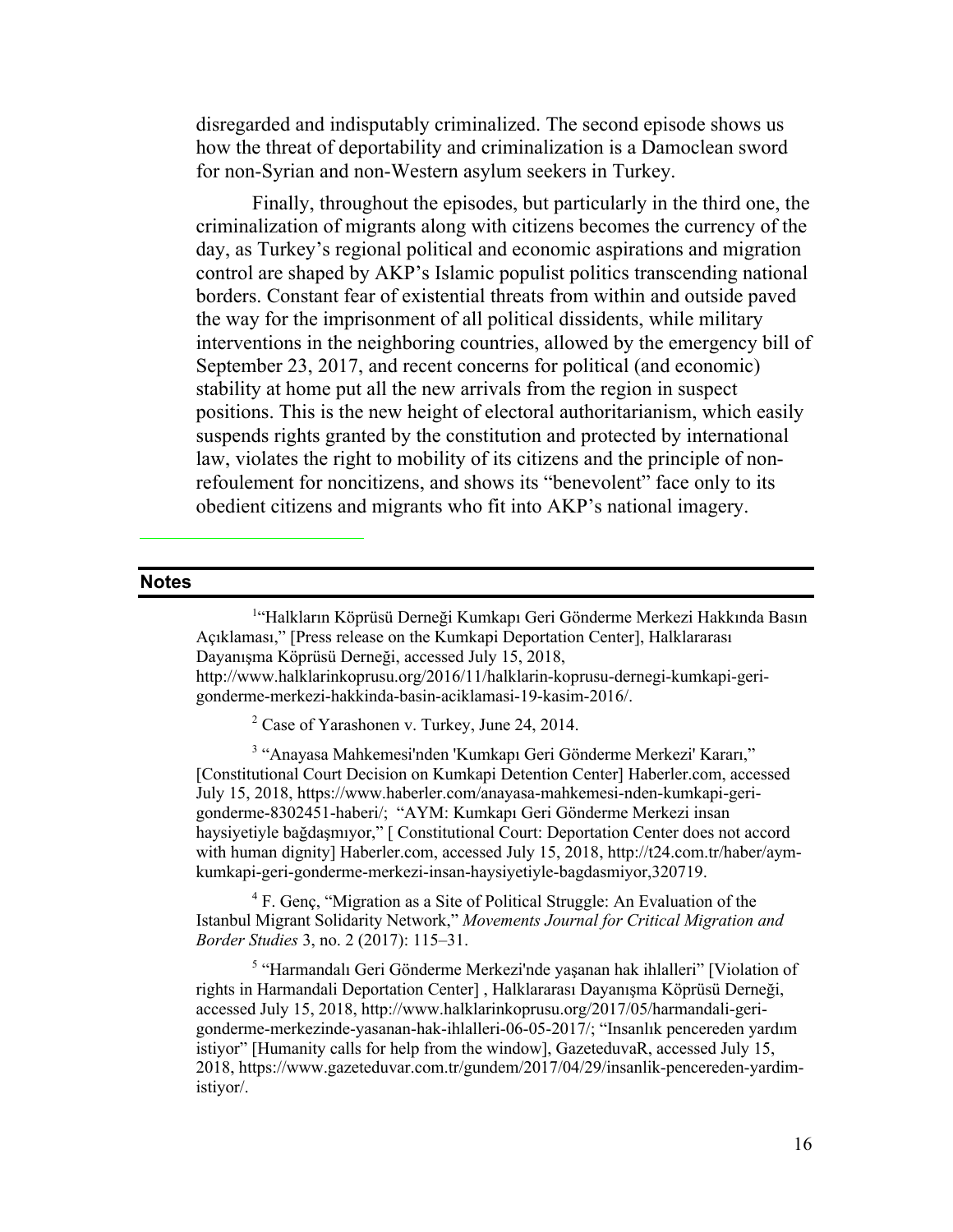disregarded and indisputably criminalized. The second episode shows us how the threat of deportability and criminalization is a Damoclean sword for non-Syrian and non-Western asylum seekers in Turkey.

Finally, throughout the episodes, but particularly in the third one, the criminalization of migrants along with citizens becomes the currency of the day, as Turkey's regional political and economic aspirations and migration control are shaped by AKP's Islamic populist politics transcending national borders. Constant fear of existential threats from within and outside paved the way for the imprisonment of all political dissidents, while military interventions in the neighboring countries, allowed by the emergency bill of September 23, 2017, and recent concerns for political (and economic) stability at home put all the new arrivals from the region in suspect positions. This is the new height of electoral authoritarianism, which easily suspends rights granted by the constitution and protected by international law, violates the right to mobility of its citizens and the principle of non-refoulement for noncitizens, and shows its "benevolent" face only to its obedient citizens and migrants who fit into AKP's national imagery.

---

## Notes

[1] "Halkların Köprüsü Derneği Kumkapı Geri Gönderme Merkezi Hakkında Basın Açıklaması," [Press release on the Kumkapi Deportation Center], Halklararası Dayanışma Köprüsü Derneği, accessed July 15, 2018, http://www.halklarinkoprusu.org/2016/11/halklarin-koprusu-dernegi-kumkapi-geri-gonderme-merkezi-hakkinda-basin-aciklamasi-19-kasim-2016/.

[2] Case of Yarashonen v. Turkey, June 24, 2014.

[3] "Anayasa Mahkemesi'nden 'Kumkapı Geri Gönderme Merkezi' Kararı," [Constitutional Court Decision on Kumkapi Detention Center] Haberler.com, accessed July 15, 2018, https://www.haberler.com/anayasa-mahkemesi-nden-kumkapi-geri-gonderme-8302451-haberi/; "AYM: Kumkapı Geri Gönderme Merkezi insan haysiyetiyle bağdaşmıyor," [ Constitutional Court: Deportation Center does not accord with human dignity] Haberler.com, accessed July 15, 2018, http://t24.com.tr/haber/aym-kumkapi-geri-gonderme-merkezi-insan-haysiyetiyle-bagdasmiyor,320719.

[4] F. Genç, "Migration as a Site of Political Struggle: An Evaluation of the Istanbul Migrant Solidarity Network," *Movements Journal for Critical Migration and Border Studies* 3, no. 2 (2017): 115–31.

[5] "Harmandalı Geri Gönderme Merkezi'nde yaşanan hak ihlalleri" [Violation of rights in Harmandali Deportation Center] , Halklararası Dayanışma Köprüsü Derneği, accessed July 15, 2018, http://www.halklarinkoprusu.org/2017/05/harmandali-geri-gonderme-merkezinde-yasanan-hak-ihlalleri-06-05-2017/; "Insanlık pencereden yardım istiyor" [Humanity calls for help from the window], GazeteduvaR, accessed July 15, 2018, https://www.gazeteduvar.com.tr/gundem/2017/04/29/insanlik-pencereden-yardim-istiyor/.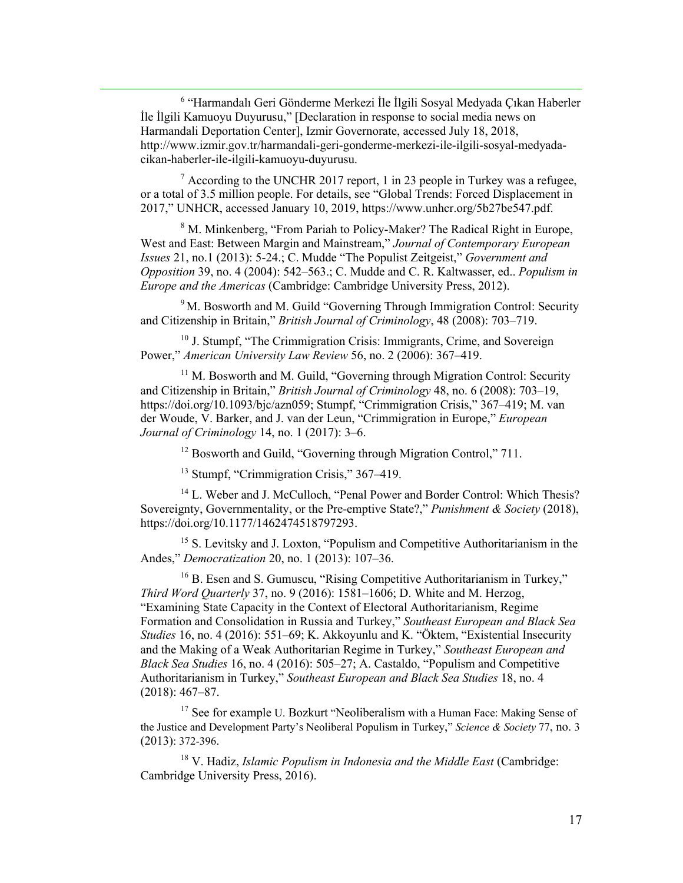[6] "Harmandalı Geri Gönderme Merkezi İle İlgili Sosyal Medyada Çıkan Haberler İle İlgili Kamuoyu Duyurusu," [Declaration in response to social media news on Harmandali Deportation Center], Izmir Governorate, accessed July 18, 2018, http://www.izmir.gov.tr/harmandali-geri-gonderme-merkezi-ile-ilgili-sosyal-medyada-cikan-haberler-ile-ilgili-kamuoyu-duyurusu.

[7] According to the UNCHR 2017 report, 1 in 23 people in Turkey was a refugee, or a total of 3.5 million people. For details, see "Global Trends: Forced Displacement in 2017," UNHCR, accessed January 10, 2019, https://www.unhcr.org/5b27be547.pdf.

[8] M. Minkenberg, "From Pariah to Policy-Maker? The Radical Right in Europe, West and East: Between Margin and Mainstream," *Journal of Contemporary European Issues* 21, no.1 (2013): 5-24.; C. Mudde "The Populist Zeitgeist," *Government and Opposition* 39, no. 4 (2004): 542–563.; C. Mudde and C. R. Kaltwasser, ed.. *Populism in Europe and the Americas* (Cambridge: Cambridge University Press, 2012).

[9] M. Bosworth and M. Guild "Governing Through Immigration Control: Security and Citizenship in Britain," *British Journal of Criminology*, 48 (2008): 703–719.

[10] J. Stumpf, "The Crimmigration Crisis: Immigrants, Crime, and Sovereign Power," *American University Law Review* 56, no. 2 (2006): 367–419.

[11] M. Bosworth and M. Guild, "Governing through Migration Control: Security and Citizenship in Britain," *British Journal of Criminology* 48, no. 6 (2008): 703–19, https://doi.org/10.1093/bjc/azn059; Stumpf, "Crimmigration Crisis," 367–419; M. van der Woude, V. Barker, and J. van der Leun, "Crimmigration in Europe," *European Journal of Criminology* 14, no. 1 (2017): 3–6.

[12] Bosworth and Guild, "Governing through Migration Control," 711.

[13] Stumpf, "Crimmigration Crisis," 367–419.

[14] L. Weber and J. McCulloch, "Penal Power and Border Control: Which Thesis? Sovereignty, Governmentality, or the Pre-emptive State?," *Punishment & Society* (2018), https://doi.org/10.1177/1462474518797293.

[15] S. Levitsky and J. Loxton, "Populism and Competitive Authoritarianism in the Andes," *Democratization* 20, no. 1 (2013): 107–36.

[16] B. Esen and S. Gumuscu, "Rising Competitive Authoritarianism in Turkey," *Third Word Quarterly* 37, no. 9 (2016): 1581–1606; D. White and M. Herzog, "Examining State Capacity in the Context of Electoral Authoritarianism, Regime Formation and Consolidation in Russia and Turkey," *Southeast European and Black Sea Studies* 16, no. 4 (2016): 551–69; K. Akkoyunlu and K. "Öktem, "Existential Insecurity and the Making of a Weak Authoritarian Regime in Turkey," *Southeast European and Black Sea Studies* 16, no. 4 (2016): 505–27; A. Castaldo, "Populism and Competitive Authoritarianism in Turkey," *Southeast European and Black Sea Studies* 18, no. 4 (2018): 467–87.

[17] See for example U. Bozkurt "Neoliberalism with a Human Face: Making Sense of the Justice and Development Party's Neoliberal Populism in Turkey," *Science & Society* 77, no. 3 (2013): 372-396.

[18] V. Hadiz, *Islamic Populism in Indonesia and the Middle East* (Cambridge: Cambridge University Press, 2016).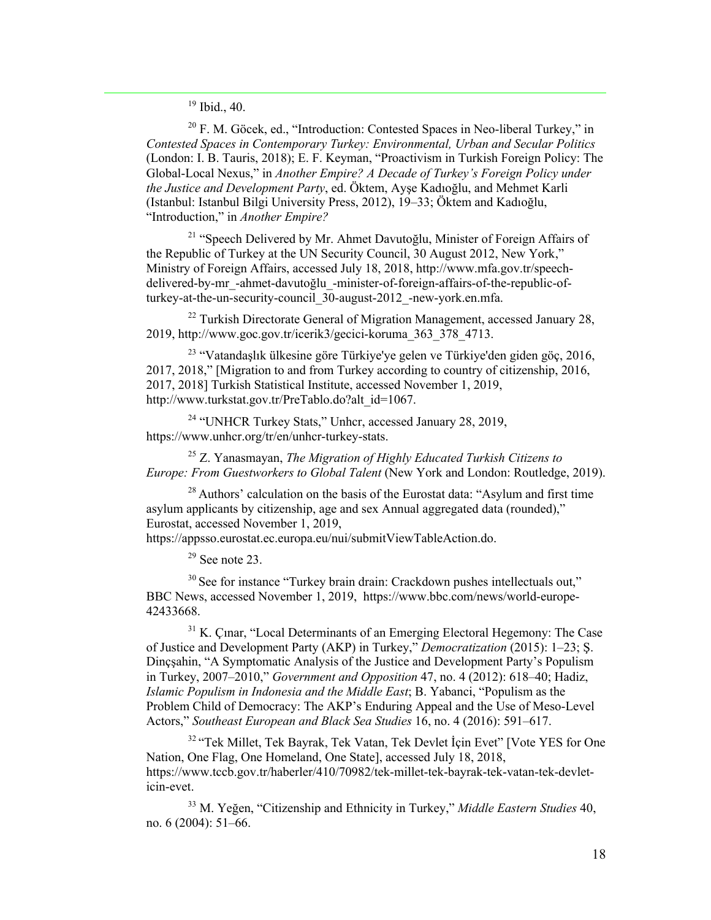[19] Ibid., 40.

[20] F. M. Göcek, ed., "Introduction: Contested Spaces in Neo-liberal Turkey," in *Contested Spaces in Contemporary Turkey: Environmental, Urban and Secular Politics* (London: I. B. Tauris, 2018); E. F. Keyman, "Proactivism in Turkish Foreign Policy: The Global-Local Nexus," in *Another Empire? A Decade of Turkey's Foreign Policy under the Justice and Development Party*, ed. Öktem, Ayşe Kadıoğlu, and Mehmet Karli (Istanbul: Istanbul Bilgi University Press, 2012), 19–33; Öktem and Kadıoğlu, "Introduction," in *Another Empire?*

[21] "Speech Delivered by Mr. Ahmet Davutoğlu, Minister of Foreign Affairs of the Republic of Turkey at the UN Security Council, 30 August 2012, New York," Ministry of Foreign Affairs, accessed July 18, 2018, http://www.mfa.gov.tr/speech-delivered-by-mr_-ahmet-davutoğlu_-minister-of-foreign-affairs-of-the-republic-of-turkey-at-the-un-security-council_30-august-2012_-new-york.en.mfa.

[22] Turkish Directorate General of Migration Management, accessed January 28, 2019, http://www.goc.gov.tr/icerik3/gecici-koruma_363_378_4713.

[23] "Vatandaşlık ülkesine göre Türkiye'ye gelen ve Türkiye'den giden göç, 2016, 2017, 2018," [Migration to and from Turkey according to country of citizenship, 2016, 2017, 2018] Turkish Statistical Institute, accessed November 1, 2019, http://www.turkstat.gov.tr/PreTablo.do?alt_id=1067.

[24] "UNHCR Turkey Stats," Unhcr, accessed January 28, 2019, https://www.unhcr.org/tr/en/unhcr-turkey-stats.

[25] Z. Yanasmayan, *The Migration of Highly Educated Turkish Citizens to Europe: From Guestworkers to Global Talent* (New York and London: Routledge, 2019).

[28] Authors' calculation on the basis of the Eurostat data: "Asylum and first time asylum applicants by citizenship, age and sex Annual aggregated data (rounded)," Eurostat, accessed November 1, 2019, https://appsso.eurostat.ec.europa.eu/nui/submitViewTableAction.do.

[29] See note 23.

[30] See for instance "Turkey brain drain: Crackdown pushes intellectuals out," BBC News, accessed November 1, 2019, https://www.bbc.com/news/world-europe-42433668.

[31] K. Çınar, "Local Determinants of an Emerging Electoral Hegemony: The Case of Justice and Development Party (AKP) in Turkey," *Democratization* (2015): 1–23; Ş. Dinçşahin, "A Symptomatic Analysis of the Justice and Development Party's Populism in Turkey, 2007–2010," *Government and Opposition* 47, no. 4 (2012): 618–40; Hadiz, *Islamic Populism in Indonesia and the Middle East*; B. Yabanci, "Populism as the Problem Child of Democracy: The AKP's Enduring Appeal and the Use of Meso-Level Actors," *Southeast European and Black Sea Studies* 16, no. 4 (2016): 591–617.

[32] "Tek Millet, Tek Bayrak, Tek Vatan, Tek Devlet İçin Evet" [Vote YES for One Nation, One Flag, One Homeland, One State], accessed July 18, 2018, https://www.tccb.gov.tr/haberler/410/70982/tek-millet-tek-bayrak-tek-vatan-tek-devlet-icin-evet.

[33] M. Yeğen, "Citizenship and Ethnicity in Turkey," *Middle Eastern Studies* 40, no. 6 (2004): 51–66.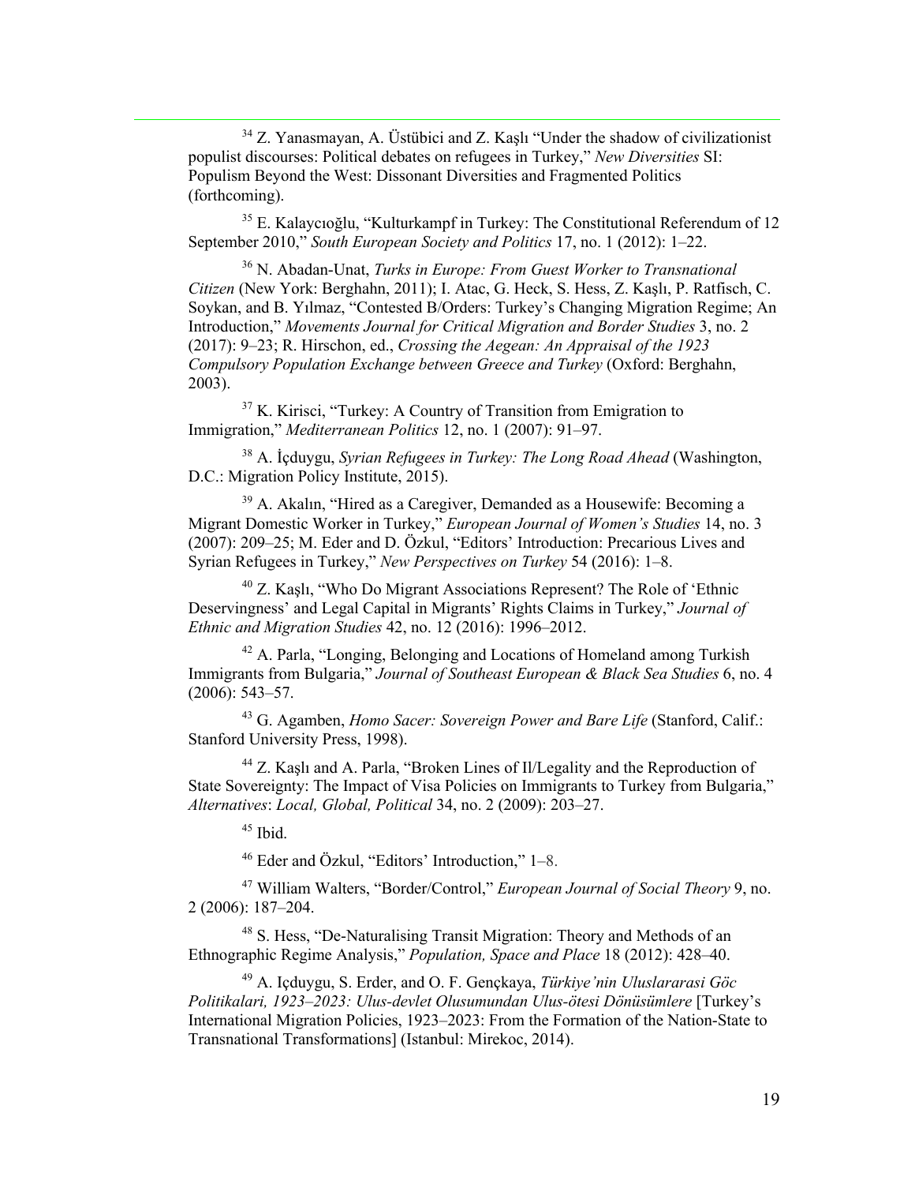[34] Z. Yanasmayan, A. Üstübici and Z. Kaşlı "Under the shadow of civilizationist populist discourses: Political debates on refugees in Turkey," *New Diversities* SI: Populism Beyond the West: Dissonant Diversities and Fragmented Politics (forthcoming).

[35] E. Kalaycıoğlu, "Kulturkampf in Turkey: The Constitutional Referendum of 12 September 2010," *South European Society and Politics* 17, no. 1 (2012): 1–22.

[36] N. Abadan-Unat, *Turks in Europe: From Guest Worker to Transnational Citizen* (New York: Berghahn, 2011); I. Atac, G. Heck, S. Hess, Z. Kaşlı, P. Ratfisch, C. Soykan, and B. Yılmaz, "Contested B/Orders: Turkey's Changing Migration Regime; An Introduction," *Movements Journal for Critical Migration and Border Studies* 3, no. 2 (2017): 9–23; R. Hirschon, ed., *Crossing the Aegean: An Appraisal of the 1923 Compulsory Population Exchange between Greece and Turkey* (Oxford: Berghahn, 2003).

[37] K. Kirisci, "Turkey: A Country of Transition from Emigration to Immigration," *Mediterranean Politics* 12, no. 1 (2007): 91–97.

[38] A. İçduygu, *Syrian Refugees in Turkey: The Long Road Ahead* (Washington, D.C.: Migration Policy Institute, 2015).

[39] A. Akalın, "Hired as a Caregiver, Demanded as a Housewife: Becoming a Migrant Domestic Worker in Turkey," *European Journal of Women's Studies* 14, no. 3 (2007): 209–25; M. Eder and D. Özkul, "Editors' Introduction: Precarious Lives and Syrian Refugees in Turkey," *New Perspectives on Turkey* 54 (2016): 1–8.

[40] Z. Kaşlı, "Who Do Migrant Associations Represent? The Role of 'Ethnic Deservingness' and Legal Capital in Migrants' Rights Claims in Turkey," *Journal of Ethnic and Migration Studies* 42, no. 12 (2016): 1996–2012.

[42] A. Parla, "Longing, Belonging and Locations of Homeland among Turkish Immigrants from Bulgaria," *Journal of Southeast European & Black Sea Studies* 6, no. 4 (2006): 543–57.

[43] G. Agamben, *Homo Sacer: Sovereign Power and Bare Life* (Stanford, Calif.: Stanford University Press, 1998).

[44] Z. Kaşlı and A. Parla, "Broken Lines of Il/Legality and the Reproduction of State Sovereignty: The Impact of Visa Policies on Immigrants to Turkey from Bulgaria," *Alternatives*: *Local, Global, Political* 34, no. 2 (2009): 203–27.

[45] Ibid.

[46] Eder and Özkul, "Editors' Introduction," 1–8.

[47] William Walters, "Border/Control," *European Journal of Social Theory* 9, no. 2 (2006): 187–204.

[48] S. Hess, "De-Naturalising Transit Migration: Theory and Methods of an Ethnographic Regime Analysis," *Population, Space and Place* 18 (2012): 428–40.

[49] A. Içduygu, S. Erder, and O. F. Gençkaya, *Türkiye'nin Uluslararasi Göc Politikalari, 1923–2023: Ulus-devlet Olusumundan Ulus-ötesi Dönüsümlere* [Turkey's International Migration Policies, 1923–2023: From the Formation of the Nation-State to Transnational Transformations] (Istanbul: Mirekoc, 2014).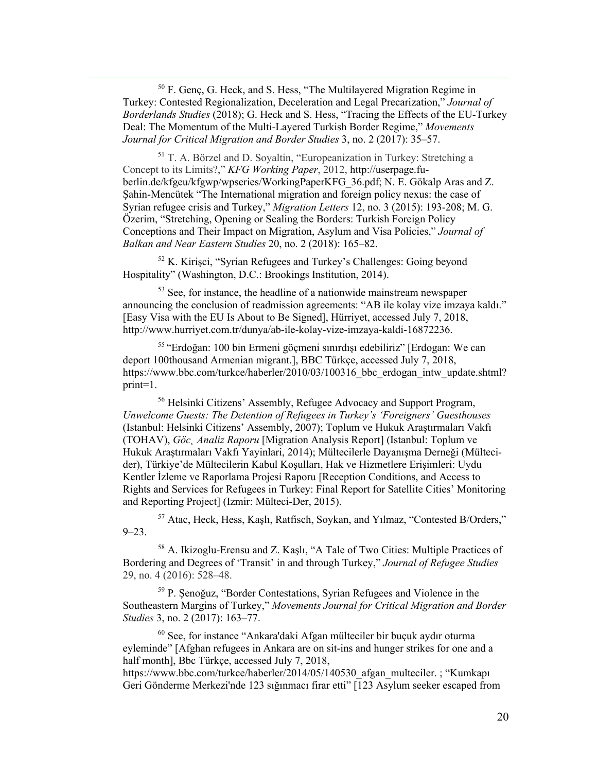[50] F. Genç, G. Heck, and S. Hess, "The Multilayered Migration Regime in Turkey: Contested Regionalization, Deceleration and Legal Precarization," *Journal of Borderlands Studies* (2018); G. Heck and S. Hess, "Tracing the Effects of the EU-Turkey Deal: The Momentum of the Multi-Layered Turkish Border Regime," *Movements Journal for Critical Migration and Border Studies* 3, no. 2 (2017): 35–57.

[51] T. A. Börzel and D. Soyaltin, "Europeanization in Turkey: Stretching a Concept to its Limits?," *KFG Working Paper*, 2012, http://userpage.fu-berlin.de/kfgeu/kfgwp/wpseries/WorkingPaperKFG_36.pdf; N. E. Gökalp Aras and Z. Şahin-Mencütek "The International migration and foreign policy nexus: the case of Syrian refugee crisis and Turkey," *Migration Letters* 12, no. 3 (2015): 193-208; M. G. Özerim, "Stretching, Opening or Sealing the Borders: Turkish Foreign Policy Conceptions and Their Impact on Migration, Asylum and Visa Policies," *Journal of Balkan and Near Eastern Studies* 20, no. 2 (2018): 165–82.

[52] K. Kirişci, "Syrian Refugees and Turkey's Challenges: Going beyond Hospitality" (Washington, D.C.: Brookings Institution, 2014).

[53] See, for instance, the headline of a nationwide mainstream newspaper announcing the conclusion of readmission agreements: "AB ile kolay vize imzaya kaldı." [Easy Visa with the EU Is About to Be Signed], Hürriyet, accessed July 7, 2018, http://www.hurriyet.com.tr/dunya/ab-ile-kolay-vize-imzaya-kaldi-16872236.

[55] "Erdoğan: 100 bin Ermeni göçmeni sınırdışı edebiliriz" [Erdogan: We can deport 100thousand Armenian migrant.], BBC Türkçe, accessed July 7, 2018, https://www.bbc.com/turkce/haberler/2010/03/100316_bbc_erdogan_intw_update.shtml?print=1.

[56] Helsinki Citizens' Assembly, Refugee Advocacy and Support Program, *Unwelcome Guests: The Detention of Refugees in Turkey's 'Foreigners' Guesthouses* (Istanbul: Helsinki Citizens' Assembly, 2007); Toplum ve Hukuk Araştırmaları Vakfı (TOHAV), *Göç¸ Analiz Raporu* [Migration Analysis Report] (Istanbul: Toplum ve Hukuk Araştırmaları Vakfı Yayinlari, 2014); Mültecilerle Dayanışma Derneği (Mülteci-der), Türkiye'de Mültecilerin Kabul Koşulları, Hak ve Hizmetlere Erişimleri: Uydu Kentler İzleme ve Raporlama Projesi Raporu [Reception Conditions, and Access to Rights and Services for Refugees in Turkey: Final Report for Satellite Cities' Monitoring and Reporting Project] (Izmir: Mülteci-Der, 2015).

[57] Atac, Heck, Hess, Kaşlı, Ratfisch, Soykan, and Yılmaz, "Contested B/Orders," 9–23.

[58] A. Ikizoglu-Erensu and Z. Kaşlı, "A Tale of Two Cities: Multiple Practices of Bordering and Degrees of 'Transit' in and through Turkey," *Journal of Refugee Studies* 29, no. 4 (2016): 528–48.

[59] P. Şenoğuz, "Border Contestations, Syrian Refugees and Violence in the Southeastern Margins of Turkey," *Movements Journal for Critical Migration and Border Studies* 3, no. 2 (2017): 163–77.

[60] See, for instance "Ankara'daki Afgan mülteciler bir buçuk aydır oturma eyleminde" [Afghan refugees in Ankara are on sit-ins and hunger strikes for one and a half month], Bbc Türkçe, accessed July 7, 2018, https://www.bbc.com/turkce/haberler/2014/05/140530_afgan_multeciler. ; "Kumkapı Geri Gönderme Merkezi'nde 123 sığınmacı firar etti" [123 Asylum seeker escaped from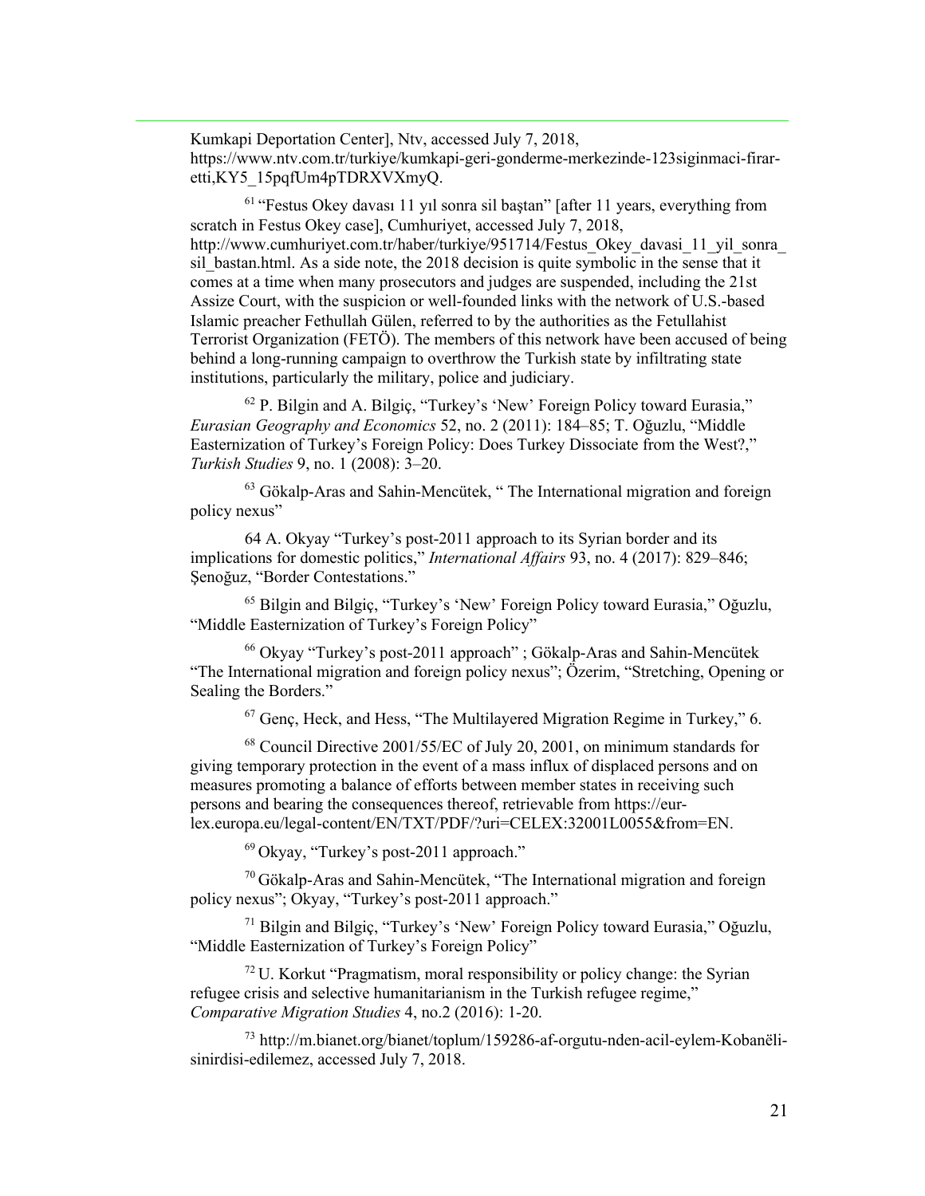Kumkapi Deportation Center], Ntv, accessed July 7, 2018, https://www.ntv.com.tr/turkiye/kumkapi-geri-gonderme-merkezinde-123siginmaci-firar-etti,KY5_15pqfUm4pTDRXVXmyQ.

[61] "Festus Okey davası 11 yıl sonra sil baştan" [after 11 years, everything from scratch in Festus Okey case], Cumhuriyet, accessed July 7, 2018, http://www.cumhuriyet.com.tr/haber/turkiye/951714/Festus_Okey_davasi_11_yil_sonra_sil_bastan.html. As a side note, the 2018 decision is quite symbolic in the sense that it comes at a time when many prosecutors and judges are suspended, including the 21st Assize Court, with the suspicion or well-founded links with the network of U.S.-based Islamic preacher Fethullah Gülen, referred to by the authorities as the Fetullahist Terrorist Organization (FETÖ). The members of this network have been accused of being behind a long-running campaign to overthrow the Turkish state by infiltrating state institutions, particularly the military, police and judiciary.

[62] P. Bilgin and A. Bilgiç, "Turkey's 'New' Foreign Policy toward Eurasia," *Eurasian Geography and Economics* 52, no. 2 (2011): 184–85; T. Oğuzlu, "Middle Easternization of Turkey's Foreign Policy: Does Turkey Dissociate from the West?," *Turkish Studies* 9, no. 1 (2008): 3–20.

[63] Gökalp-Aras and Sahin-Mencütek, " The International migration and foreign policy nexus"

64 A. Okyay "Turkey's post-2011 approach to its Syrian border and its implications for domestic politics," *International Affairs* 93, no. 4 (2017): 829–846; Şenoğuz, "Border Contestations."

[65] Bilgin and Bilgiç, "Turkey's 'New' Foreign Policy toward Eurasia," Oğuzlu, "Middle Easternization of Turkey's Foreign Policy"

[66] Okyay "Turkey's post-2011 approach" ; Gökalp-Aras and Sahin-Mencütek "The International migration and foreign policy nexus"; Özerim, "Stretching, Opening or Sealing the Borders."

[67] Genç, Heck, and Hess, "The Multilayered Migration Regime in Turkey," 6.

[68] Council Directive 2001/55/EC of July 20, 2001, on minimum standards for giving temporary protection in the event of a mass influx of displaced persons and on measures promoting a balance of efforts between member states in receiving such persons and bearing the consequences thereof, retrievable from https://eur-lex.europa.eu/legal-content/EN/TXT/PDF/?uri=CELEX:32001L0055&from=EN.

[69] Okyay, "Turkey's post-2011 approach."

[70] Gökalp-Aras and Sahin-Mencütek, "The International migration and foreign policy nexus"; Okyay, "Turkey's post-2011 approach."

[71] Bilgin and Bilgiç, "Turkey's 'New' Foreign Policy toward Eurasia," Oğuzlu, "Middle Easternization of Turkey's Foreign Policy"

[72] U. Korkut "Pragmatism, moral responsibility or policy change: the Syrian refugee crisis and selective humanitarianism in the Turkish refugee regime," *Comparative Migration Studies* 4, no.2 (2016): 1-20.

[73] http://m.bianet.org/bianet/toplum/159286-af-orgutu-nden-acil-eylem-Kobanëli-sinirdisi-edilemez, accessed July 7, 2018.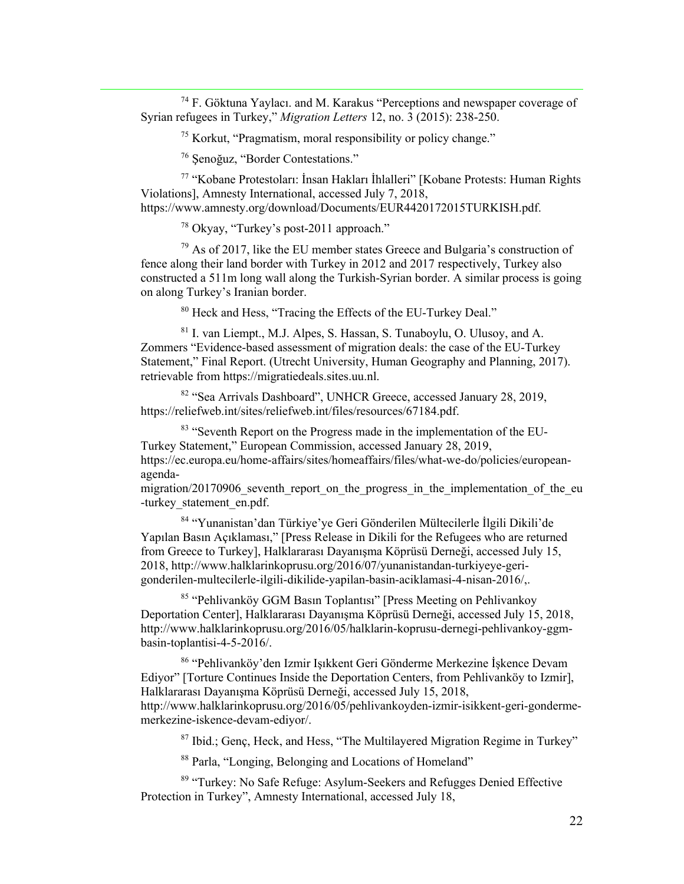[74] F. Göktuna Yaylacı. and M. Karakus "Perceptions and newspaper coverage of Syrian refugees in Turkey," *Migration Letters* 12, no. 3 (2015): 238-250.

[75] Korkut, "Pragmatism, moral responsibility or policy change."

[76] Şenoğuz, "Border Contestations."

[77] "Kobane Protestoları: İnsan Hakları İhlalleri" [Kobane Protests: Human Rights Violations], Amnesty International, accessed July 7, 2018, https://www.amnesty.org/download/Documents/EUR4420172015TURKISH.pdf.

[78] Okyay, "Turkey's post-2011 approach."

[79] As of 2017, like the EU member states Greece and Bulgaria's construction of fence along their land border with Turkey in 2012 and 2017 respectively, Turkey also constructed a 511m long wall along the Turkish-Syrian border. A similar process is going on along Turkey's Iranian border.

[80] Heck and Hess, "Tracing the Effects of the EU-Turkey Deal."

[81] I. van Liempt., M.J. Alpes, S. Hassan, S. Tunaboylu, O. Ulusoy, and A. Zommers "Evidence-based assessment of migration deals: the case of the EU-Turkey Statement," Final Report. (Utrecht University, Human Geography and Planning, 2017). retrievable from https://migratiedeals.sites.uu.nl.

[82] "Sea Arrivals Dashboard", UNHCR Greece, accessed January 28, 2019, https://reliefweb.int/sites/reliefweb.int/files/resources/67184.pdf.

[83] "Seventh Report on the Progress made in the implementation of the EU-Turkey Statement," European Commission, accessed January 28, 2019, https://ec.europa.eu/home-affairs/sites/homeaffairs/files/what-we-do/policies/european-agenda-migration/20170906_seventh_report_on_the_progress_in_the_implementation_of_the_eu-turkey_statement_en.pdf.

[84] "Yunanistan'dan Türkiye'ye Geri Gönderilen Mültecilerle İlgili Dikili'de Yapılan Basın Açıklaması," [Press Release in Dikili for the Refugees who are returned from Greece to Turkey], Halklararası Dayanışma Köprüsü Derneği, accessed July 15, 2018, http://www.halklarinkoprusu.org/2016/07/yunanistandan-turkiyeye-geri-gonderilen-multecilerle-ilgili-dikilide-yapilan-basin-aciklamasi-4-nisan-2016/,.

[85] "Pehlivanköy GGM Basın Toplantısı" [Press Meeting on Pehlivankoy Deportation Center], Halklararası Dayanışma Köprüsü Derneği, accessed July 15, 2018, http://www.halklarinkoprusu.org/2016/05/halklarin-koprusu-dernegi-pehlivankoy-ggm-basin-toplantisi-4-5-2016/.

[86] "Pehlivanköy'den Izmir Işıkkent Geri Gönderme Merkezine İşkence Devam Ediyor" [Torture Continues Inside the Deportation Centers, from Pehlivanköy to Izmir], Halklararası Dayanışma Köprüsü Derneği, accessed July 15, 2018, http://www.halklarinkoprusu.org/2016/05/pehlivankoyden-izmir-isikkent-geri-gonderme-merkezine-iskence-devam-ediyor/.

[87] Ibid.; Genç, Heck, and Hess, "The Multilayered Migration Regime in Turkey"

[88] Parla, "Longing, Belonging and Locations of Homeland"

[89] "Turkey: No Safe Refuge: Asylum-Seekers and Refugges Denied Effective Protection in Turkey", Amnesty International, accessed July 18,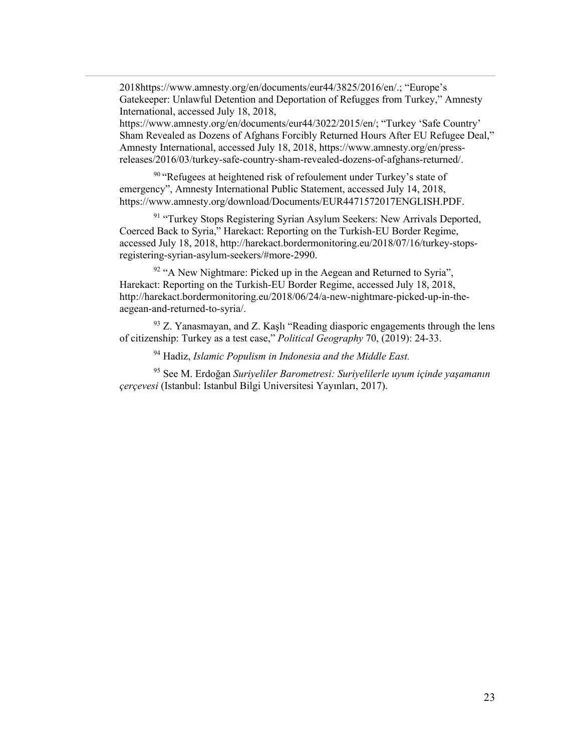2018https://www.amnesty.org/en/documents/eur44/3825/2016/en/.; "Europe's Gatekeeper: Unlawful Detention and Deportation of Refugges from Turkey," Amnesty International, accessed July 18, 2018, https://www.amnesty.org/en/documents/eur44/3022/2015/en/; "Turkey 'Safe Country' Sham Revealed as Dozens of Afghans Forcibly Returned Hours After EU Refugee Deal," Amnesty International, accessed July 18, 2018, https://www.amnesty.org/en/press-releases/2016/03/turkey-safe-country-sham-revealed-dozens-of-afghans-returned/.

[90] "Refugees at heightened risk of refoulement under Turkey's state of emergency", Amnesty International Public Statement, accessed July 14, 2018, https://www.amnesty.org/download/Documents/EUR4471572017ENGLISH.PDF.

[91] "Turkey Stops Registering Syrian Asylum Seekers: New Arrivals Deported, Coerced Back to Syria," Harekact: Reporting on the Turkish-EU Border Regime, accessed July 18, 2018, http://harekact.bordermonitoring.eu/2018/07/16/turkey-stops-registering-syrian-asylum-seekers/#more-2990.

[92] "A New Nightmare: Picked up in the Aegean and Returned to Syria", Harekact: Reporting on the Turkish-EU Border Regime, accessed July 18, 2018, http://harekact.bordermonitoring.eu/2018/06/24/a-new-nightmare-picked-up-in-the-aegean-and-returned-to-syria/.

[93] Z. Yanasmayan, and Z. Kaşlı "Reading diasporic engagements through the lens of citizenship: Turkey as a test case," *Political Geography* 70, (2019): 24-33.

[94] Hadiz, *Islamic Populism in Indonesia and the Middle East.*

[95] See M. Erdoğan *Suriyeliler Barometresi: Suriyelilerle uyum içinde yaşamanın çerçevesi* (Istanbul: Istanbul Bilgi Universitesi Yayınları, 2017).